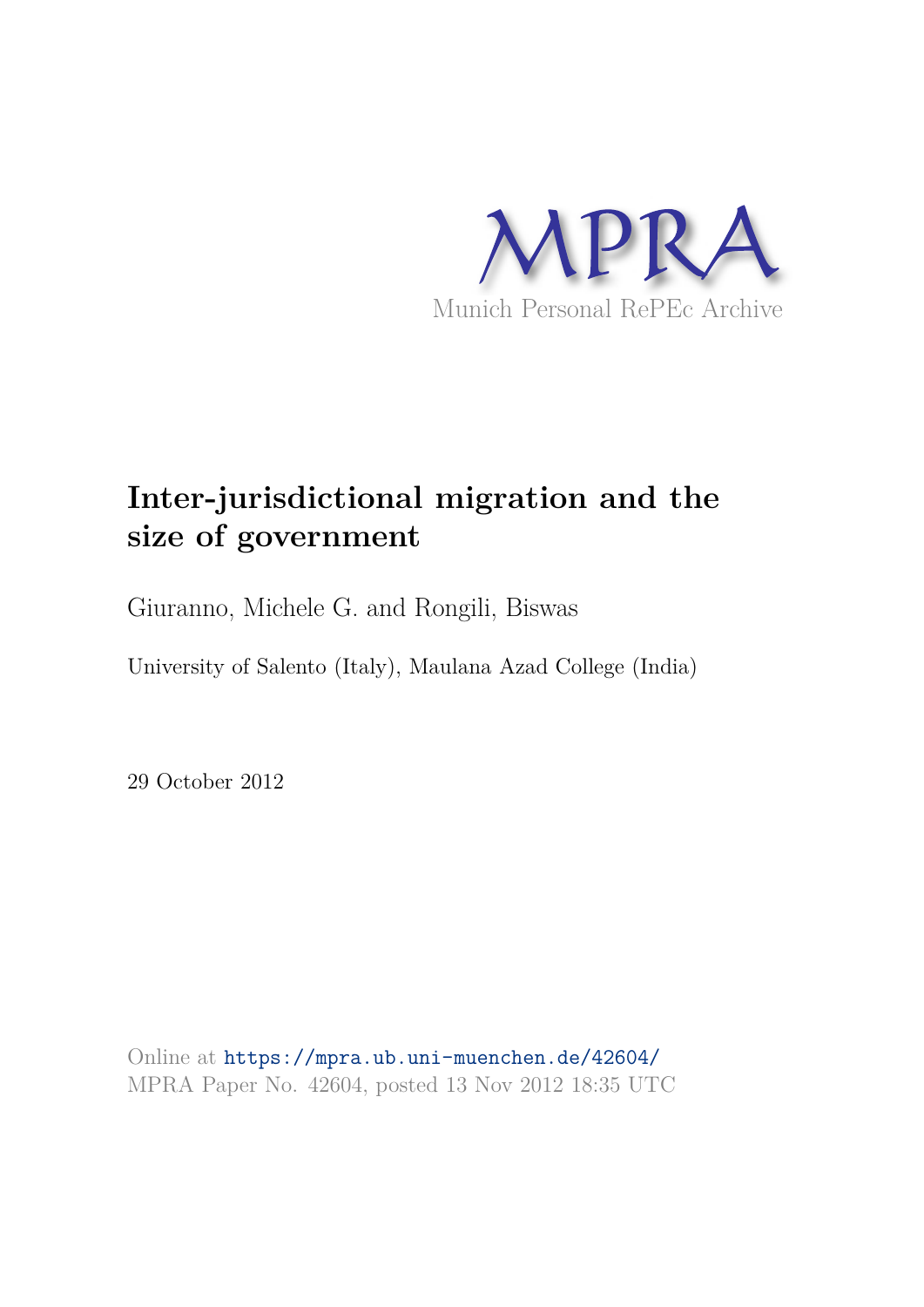MPRA

Munich Personal RePEc Archive

# Inter-jurisdictional migration and the size of government

Giuranno, Michele G. and Rongili, Biswas

University of Salento (Italy), Maulana Azad College (India)

29 October 2012

Online at https://mpra.ub.uni-muenchen.de/42604/
MPRA Paper No. 42604, posted 13 Nov 2012 18:35 UTC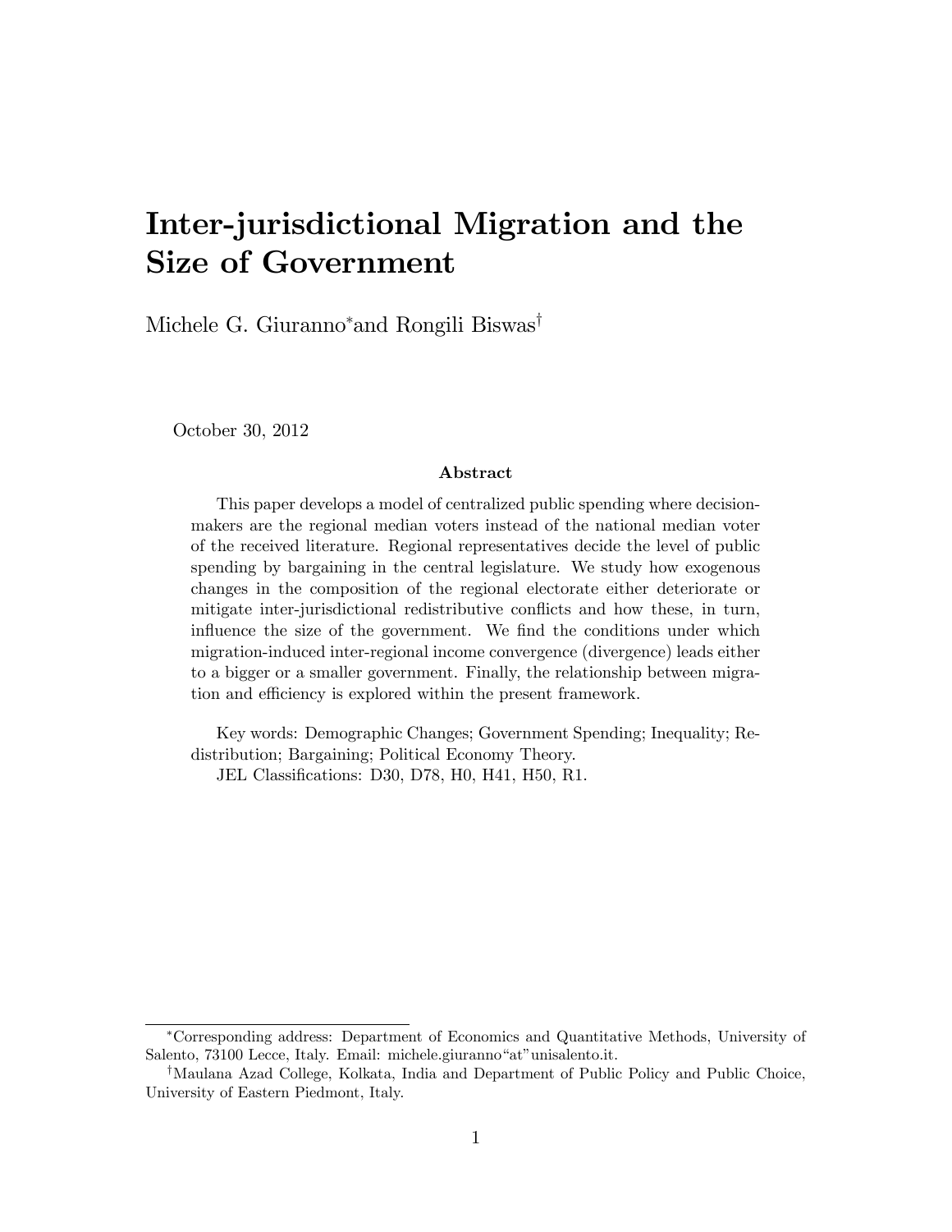# Inter-jurisdictional Migration and the Size of Government

Michele G. Giuranno* and Rongili Biswas†

October 30, 2012

### Abstract

This paper develops a model of centralized public spending where decision-makers are the regional median voters instead of the national median voter of the received literature. Regional representatives decide the level of public spending by bargaining in the central legislature. We study how exogenous changes in the composition of the regional electorate either deteriorate or mitigate inter-jurisdictional redistributive conflicts and how these, in turn, influence the size of the government. We find the conditions under which migration-induced inter-regional income convergence (divergence) leads either to a bigger or a smaller government. Finally, the relationship between migration and efficiency is explored within the present framework.

Key words: Demographic Changes; Government Spending; Inequality; Redistribution; Bargaining; Political Economy Theory.

JEL Classifications: D30, D78, H0, H41, H50, R1.

---

*Corresponding address: Department of Economics and Quantitative Methods, University of Salento, 73100 Lecce, Italy. Email: michele.giuranno"at"unisalento.it.

†Maulana Azad College, Kolkata, India and Department of Public Policy and Public Choice, University of Eastern Piedmont, Italy.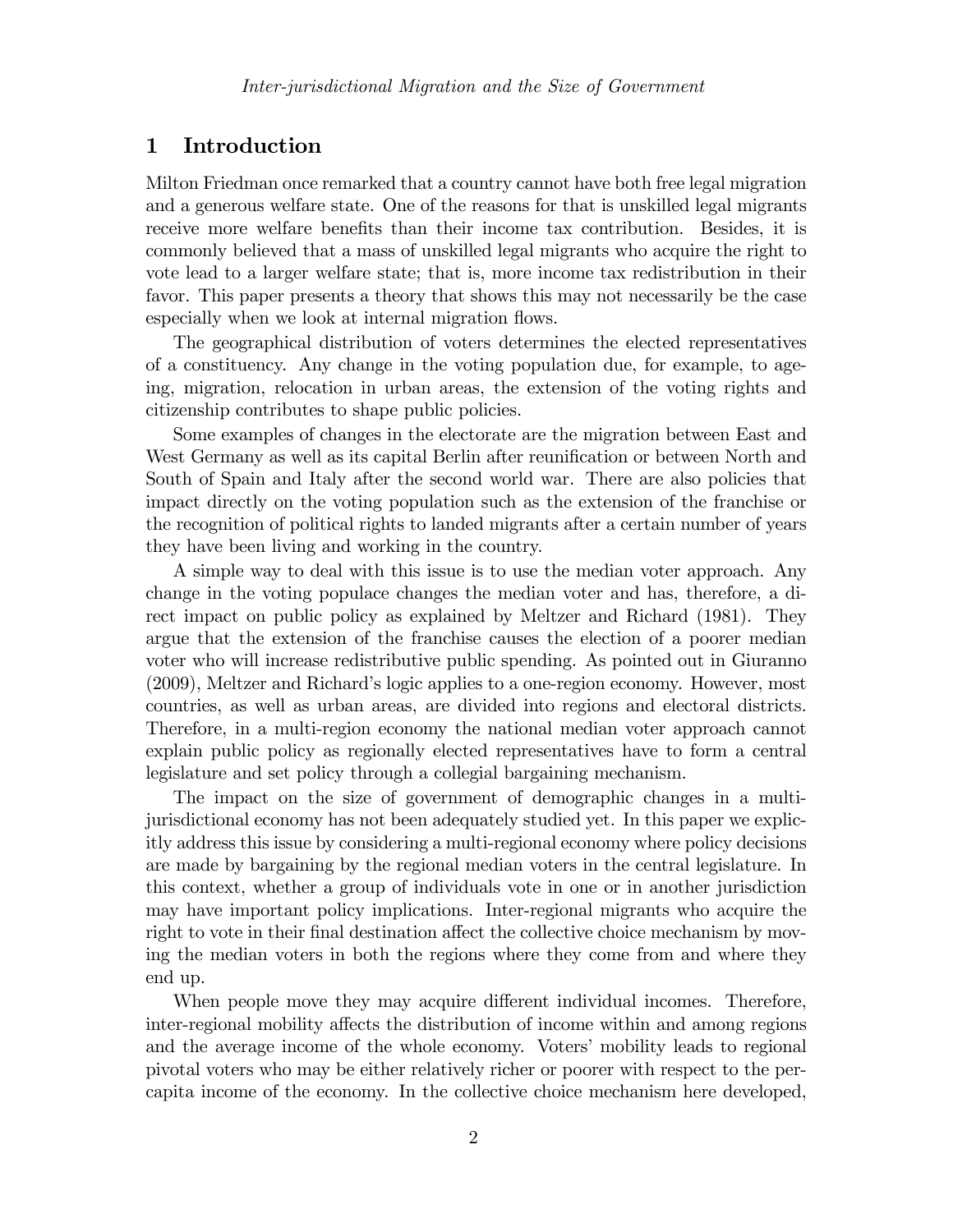## 1 Introduction

Milton Friedman once remarked that a country cannot have both free legal migration and a generous welfare state. One of the reasons for that is unskilled legal migrants receive more welfare benefits than their income tax contribution. Besides, it is commonly believed that a mass of unskilled legal migrants who acquire the right to vote lead to a larger welfare state; that is, more income tax redistribution in their favor. This paper presents a theory that shows this may not necessarily be the case especially when we look at internal migration flows.

The geographical distribution of voters determines the elected representatives of a constituency. Any change in the voting population due, for example, to ageing, migration, relocation in urban areas, the extension of the voting rights and citizenship contributes to shape public policies.

Some examples of changes in the electorate are the migration between East and West Germany as well as its capital Berlin after reunification or between North and South of Spain and Italy after the second world war. There are also policies that impact directly on the voting population such as the extension of the franchise or the recognition of political rights to landed migrants after a certain number of years they have been living and working in the country.

A simple way to deal with this issue is to use the median voter approach. Any change in the voting populace changes the median voter and has, therefore, a direct impact on public policy as explained by Meltzer and Richard (1981). They argue that the extension of the franchise causes the election of a poorer median voter who will increase redistributive public spending. As pointed out in Giuranno (2009), Meltzer and Richard's logic applies to a one-region economy. However, most countries, as well as urban areas, are divided into regions and electoral districts. Therefore, in a multi-region economy the national median voter approach cannot explain public policy as regionally elected representatives have to form a central legislature and set policy through a collegial bargaining mechanism.

The impact on the size of government of demographic changes in a multi-jurisdictional economy has not been adequately studied yet. In this paper we explicitly address this issue by considering a multi-regional economy where policy decisions are made by bargaining by the regional median voters in the central legislature. In this context, whether a group of individuals vote in one or in another jurisdiction may have important policy implications. Inter-regional migrants who acquire the right to vote in their final destination affect the collective choice mechanism by moving the median voters in both the regions where they come from and where they end up.

When people move they may acquire different individual incomes. Therefore, inter-regional mobility affects the distribution of income within and among regions and the average income of the whole economy. Voters' mobility leads to regional pivotal voters who may be either relatively richer or poorer with respect to the per-capita income of the economy. In the collective choice mechanism here developed,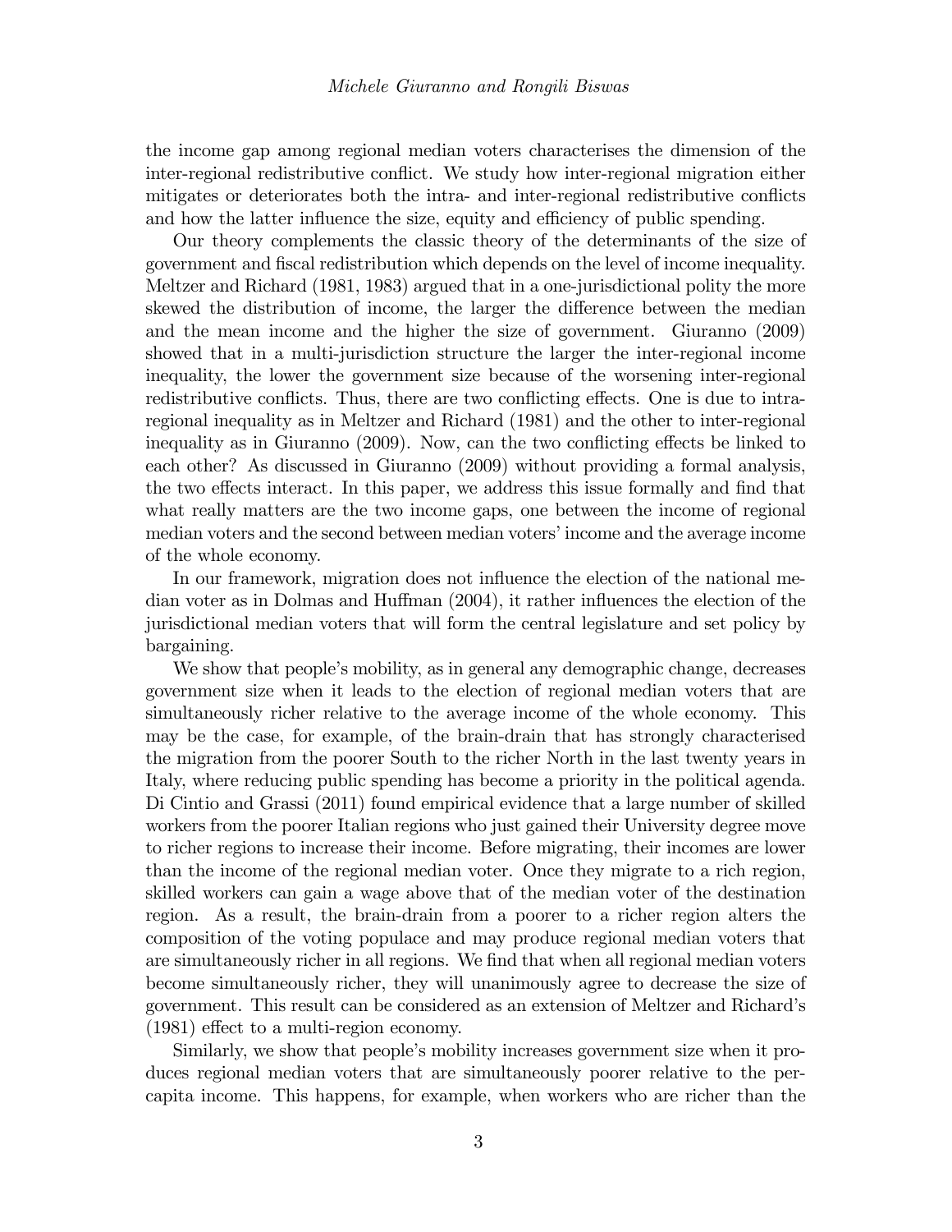the income gap among regional median voters characterises the dimension of the inter-regional redistributive conflict. We study how inter-regional migration either mitigates or deteriorates both the intra- and inter-regional redistributive conflicts and how the latter influence the size, equity and efficiency of public spending.

Our theory complements the classic theory of the determinants of the size of government and fiscal redistribution which depends on the level of income inequality. Meltzer and Richard (1981, 1983) argued that in a one-jurisdictional polity the more skewed the distribution of income, the larger the difference between the median and the mean income and the higher the size of government. Giuranno (2009) showed that in a multi-jurisdiction structure the larger the inter-regional income inequality, the lower the government size because of the worsening inter-regional redistributive conflicts. Thus, there are two conflicting effects. One is due to intra-regional inequality as in Meltzer and Richard (1981) and the other to inter-regional inequality as in Giuranno (2009). Now, can the two conflicting effects be linked to each other? As discussed in Giuranno (2009) without providing a formal analysis, the two effects interact. In this paper, we address this issue formally and find that what really matters are the two income gaps, one between the income of regional median voters and the second between median voters' income and the average income of the whole economy.

In our framework, migration does not influence the election of the national median voter as in Dolmas and Huffman (2004), it rather influences the election of the jurisdictional median voters that will form the central legislature and set policy by bargaining.

We show that people's mobility, as in general any demographic change, decreases government size when it leads to the election of regional median voters that are simultaneously richer relative to the average income of the whole economy. This may be the case, for example, of the brain-drain that has strongly characterised the migration from the poorer South to the richer North in the last twenty years in Italy, where reducing public spending has become a priority in the political agenda. Di Cintio and Grassi (2011) found empirical evidence that a large number of skilled workers from the poorer Italian regions who just gained their University degree move to richer regions to increase their income. Before migrating, their incomes are lower than the income of the regional median voter. Once they migrate to a rich region, skilled workers can gain a wage above that of the median voter of the destination region. As a result, the brain-drain from a poorer to a richer region alters the composition of the voting populace and may produce regional median voters that are simultaneously richer in all regions. We find that when all regional median voters become simultaneously richer, they will unanimously agree to decrease the size of government. This result can be considered as an extension of Meltzer and Richard's (1981) effect to a multi-region economy.

Similarly, we show that people's mobility increases government size when it produces regional median voters that are simultaneously poorer relative to the per-capita income. This happens, for example, when workers who are richer than the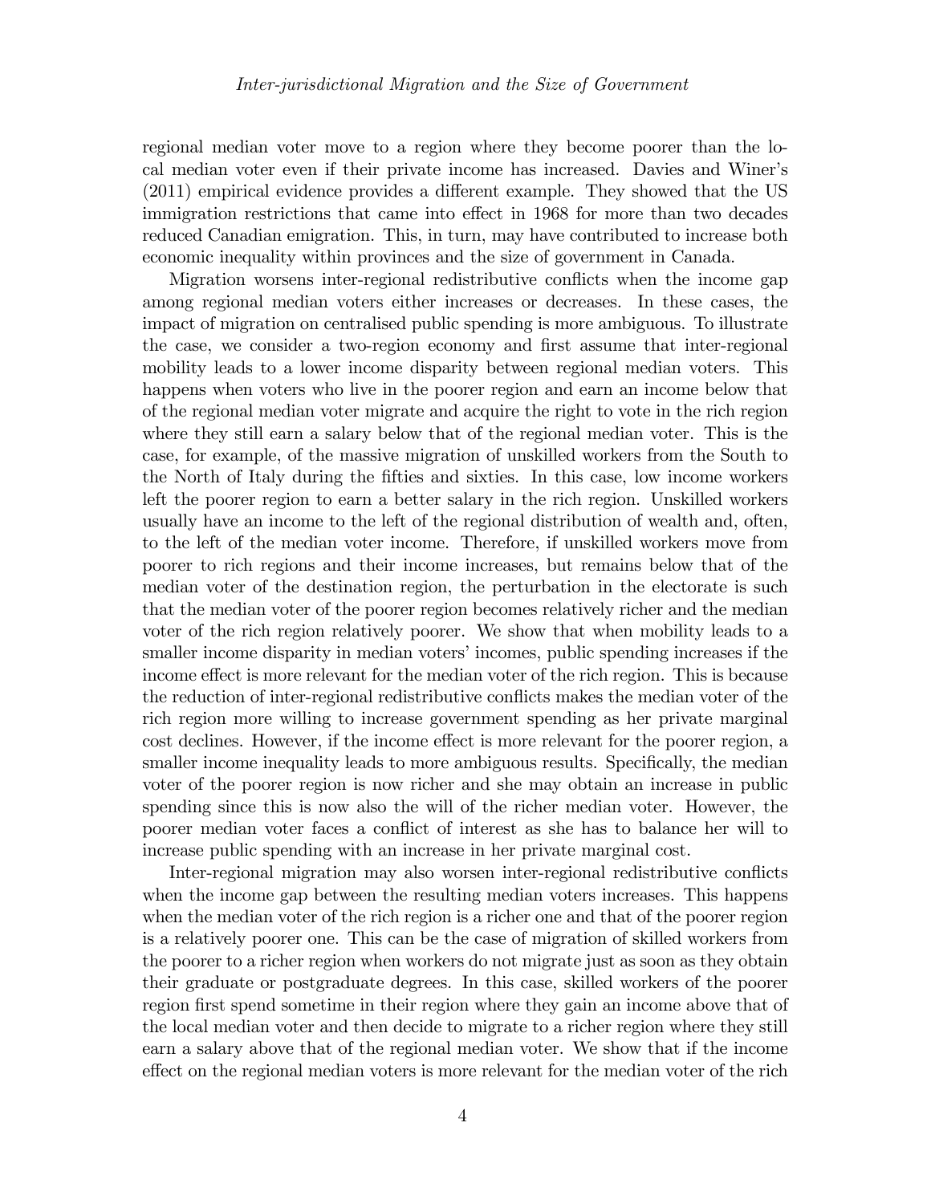regional median voter move to a region where they become poorer than the local median voter even if their private income has increased. Davies and Winer's (2011) empirical evidence provides a different example. They showed that the US immigration restrictions that came into effect in 1968 for more than two decades reduced Canadian emigration. This, in turn, may have contributed to increase both economic inequality within provinces and the size of government in Canada.

Migration worsens inter-regional redistributive conflicts when the income gap among regional median voters either increases or decreases. In these cases, the impact of migration on centralised public spending is more ambiguous. To illustrate the case, we consider a two-region economy and first assume that inter-regional mobility leads to a lower income disparity between regional median voters. This happens when voters who live in the poorer region and earn an income below that of the regional median voter migrate and acquire the right to vote in the rich region where they still earn a salary below that of the regional median voter. This is the case, for example, of the massive migration of unskilled workers from the South to the North of Italy during the fifties and sixties. In this case, low income workers left the poorer region to earn a better salary in the rich region. Unskilled workers usually have an income to the left of the regional distribution of wealth and, often, to the left of the median voter income. Therefore, if unskilled workers move from poorer to rich regions and their income increases, but remains below that of the median voter of the destination region, the perturbation in the electorate is such that the median voter of the poorer region becomes relatively richer and the median voter of the rich region relatively poorer. We show that when mobility leads to a smaller income disparity in median voters' incomes, public spending increases if the income effect is more relevant for the median voter of the rich region. This is because the reduction of inter-regional redistributive conflicts makes the median voter of the rich region more willing to increase government spending as her private marginal cost declines. However, if the income effect is more relevant for the poorer region, a smaller income inequality leads to more ambiguous results. Specifically, the median voter of the poorer region is now richer and she may obtain an increase in public spending since this is now also the will of the richer median voter. However, the poorer median voter faces a conflict of interest as she has to balance her will to increase public spending with an increase in her private marginal cost.

Inter-regional migration may also worsen inter-regional redistributive conflicts when the income gap between the resulting median voters increases. This happens when the median voter of the rich region is a richer one and that of the poorer region is a relatively poorer one. This can be the case of migration of skilled workers from the poorer to a richer region when workers do not migrate just as soon as they obtain their graduate or postgraduate degrees. In this case, skilled workers of the poorer region first spend sometime in their region where they gain an income above that of the local median voter and then decide to migrate to a richer region where they still earn a salary above that of the regional median voter. We show that if the income effect on the regional median voters is more relevant for the median voter of the rich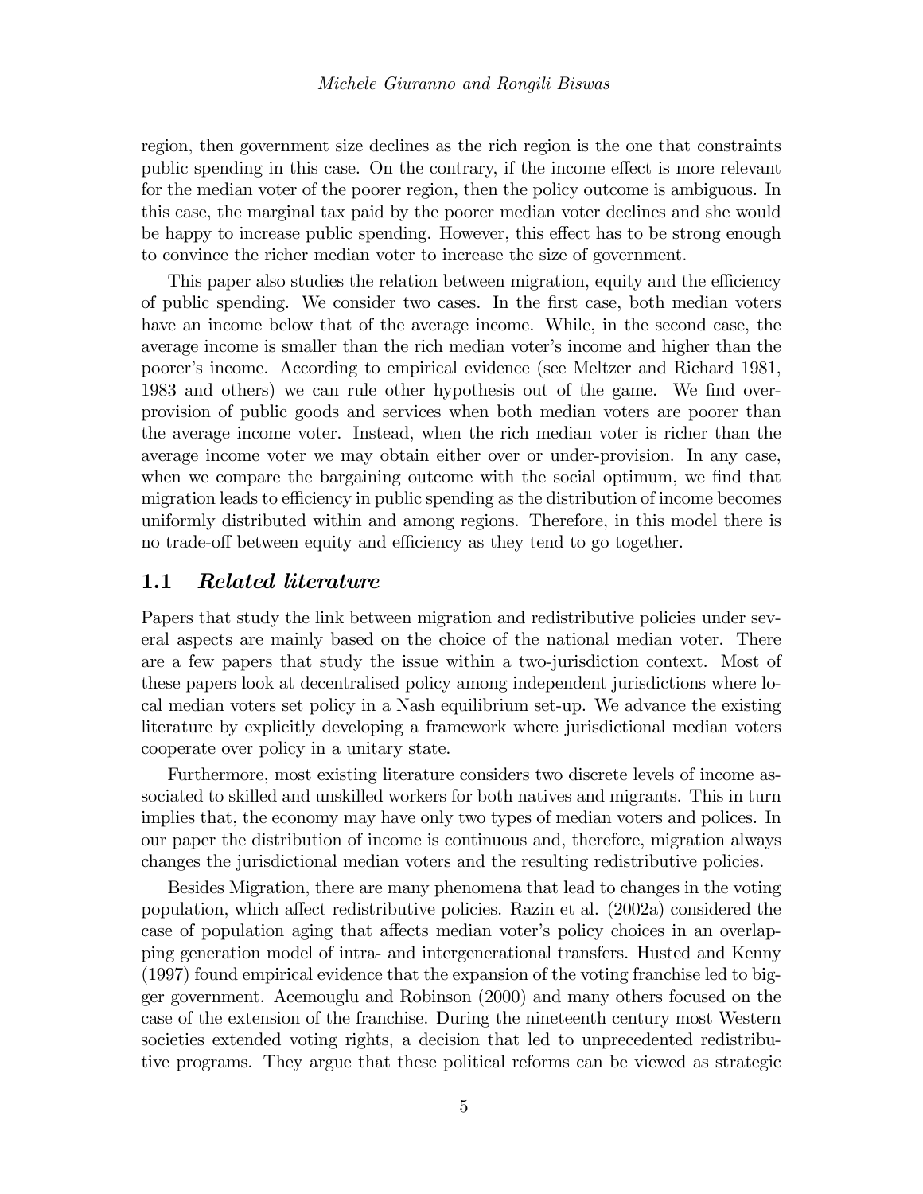region, then government size declines as the rich region is the one that constraints public spending in this case. On the contrary, if the income effect is more relevant for the median voter of the poorer region, then the policy outcome is ambiguous. In this case, the marginal tax paid by the poorer median voter declines and she would be happy to increase public spending. However, this effect has to be strong enough to convince the richer median voter to increase the size of government.

This paper also studies the relation between migration, equity and the efficiency of public spending. We consider two cases. In the first case, both median voters have an income below that of the average income. While, in the second case, the average income is smaller than the rich median voter's income and higher than the poorer's income. According to empirical evidence (see Meltzer and Richard 1981, 1983 and others) we can rule other hypothesis out of the game. We find over-provision of public goods and services when both median voters are poorer than the average income voter. Instead, when the rich median voter is richer than the average income voter we may obtain either over or under-provision. In any case, when we compare the bargaining outcome with the social optimum, we find that migration leads to efficiency in public spending as the distribution of income becomes uniformly distributed within and among regions. Therefore, in this model there is no trade-off between equity and efficiency as they tend to go together.

## 1.1 *Related literature*

Papers that study the link between migration and redistributive policies under several aspects are mainly based on the choice of the national median voter. There are a few papers that study the issue within a two-jurisdiction context. Most of these papers look at decentralised policy among independent jurisdictions where local median voters set policy in a Nash equilibrium set-up. We advance the existing literature by explicitly developing a framework where jurisdictional median voters cooperate over policy in a unitary state.

Furthermore, most existing literature considers two discrete levels of income associated to skilled and unskilled workers for both natives and migrants. This in turn implies that, the economy may have only two types of median voters and polices. In our paper the distribution of income is continuous and, therefore, migration always changes the jurisdictional median voters and the resulting redistributive policies.

Besides Migration, there are many phenomena that lead to changes in the voting population, which affect redistributive policies. Razin et al. (2002a) considered the case of population aging that affects median voter's policy choices in an overlapping generation model of intra- and intergenerational transfers. Husted and Kenny (1997) found empirical evidence that the expansion of the voting franchise led to bigger government. Acemouglu and Robinson (2000) and many others focused on the case of the extension of the franchise. During the nineteenth century most Western societies extended voting rights, a decision that led to unprecedented redistributive programs. They argue that these political reforms can be viewed as strategic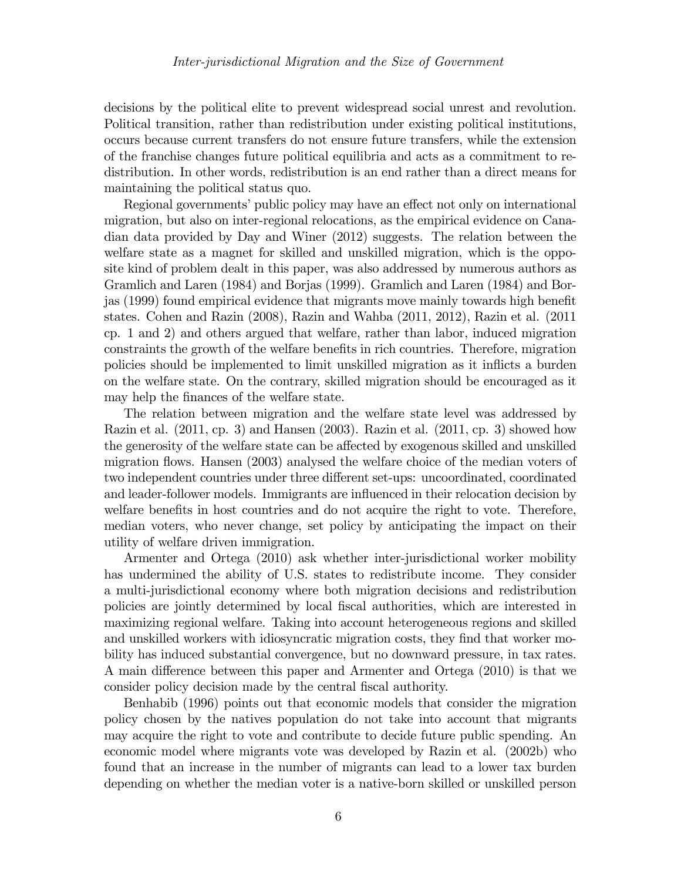decisions by the political elite to prevent widespread social unrest and revolution. Political transition, rather than redistribution under existing political institutions, occurs because current transfers do not ensure future transfers, while the extension of the franchise changes future political equilibria and acts as a commitment to redistribution. In other words, redistribution is an end rather than a direct means for maintaining the political status quo.

Regional governments' public policy may have an effect not only on international migration, but also on inter-regional relocations, as the empirical evidence on Canadian data provided by Day and Winer (2012) suggests. The relation between the welfare state as a magnet for skilled and unskilled migration, which is the opposite kind of problem dealt in this paper, was also addressed by numerous authors as Gramlich and Laren (1984) and Borjas (1999). Gramlich and Laren (1984) and Borjas (1999) found empirical evidence that migrants move mainly towards high benefit states. Cohen and Razin (2008), Razin and Wahba (2011, 2012), Razin et al. (2011 cp. 1 and 2) and others argued that welfare, rather than labor, induced migration constraints the growth of the welfare benefits in rich countries. Therefore, migration policies should be implemented to limit unskilled migration as it inflicts a burden on the welfare state. On the contrary, skilled migration should be encouraged as it may help the finances of the welfare state.

The relation between migration and the welfare state level was addressed by Razin et al. (2011, cp. 3) and Hansen (2003). Razin et al. (2011, cp. 3) showed how the generosity of the welfare state can be affected by exogenous skilled and unskilled migration flows. Hansen (2003) analysed the welfare choice of the median voters of two independent countries under three different set-ups: uncoordinated, coordinated and leader-follower models. Immigrants are influenced in their relocation decision by welfare benefits in host countries and do not acquire the right to vote. Therefore, median voters, who never change, set policy by anticipating the impact on their utility of welfare driven immigration.

Armenter and Ortega (2010) ask whether inter-jurisdictional worker mobility has undermined the ability of U.S. states to redistribute income. They consider a multi-jurisdictional economy where both migration decisions and redistribution policies are jointly determined by local fiscal authorities, which are interested in maximizing regional welfare. Taking into account heterogeneous regions and skilled and unskilled workers with idiosyncratic migration costs, they find that worker mobility has induced substantial convergence, but no downward pressure, in tax rates. A main difference between this paper and Armenter and Ortega (2010) is that we consider policy decision made by the central fiscal authority.

Benhabib (1996) points out that economic models that consider the migration policy chosen by the natives population do not take into account that migrants may acquire the right to vote and contribute to decide future public spending. An economic model where migrants vote was developed by Razin et al. (2002b) who found that an increase in the number of migrants can lead to a lower tax burden depending on whether the median voter is a native-born skilled or unskilled person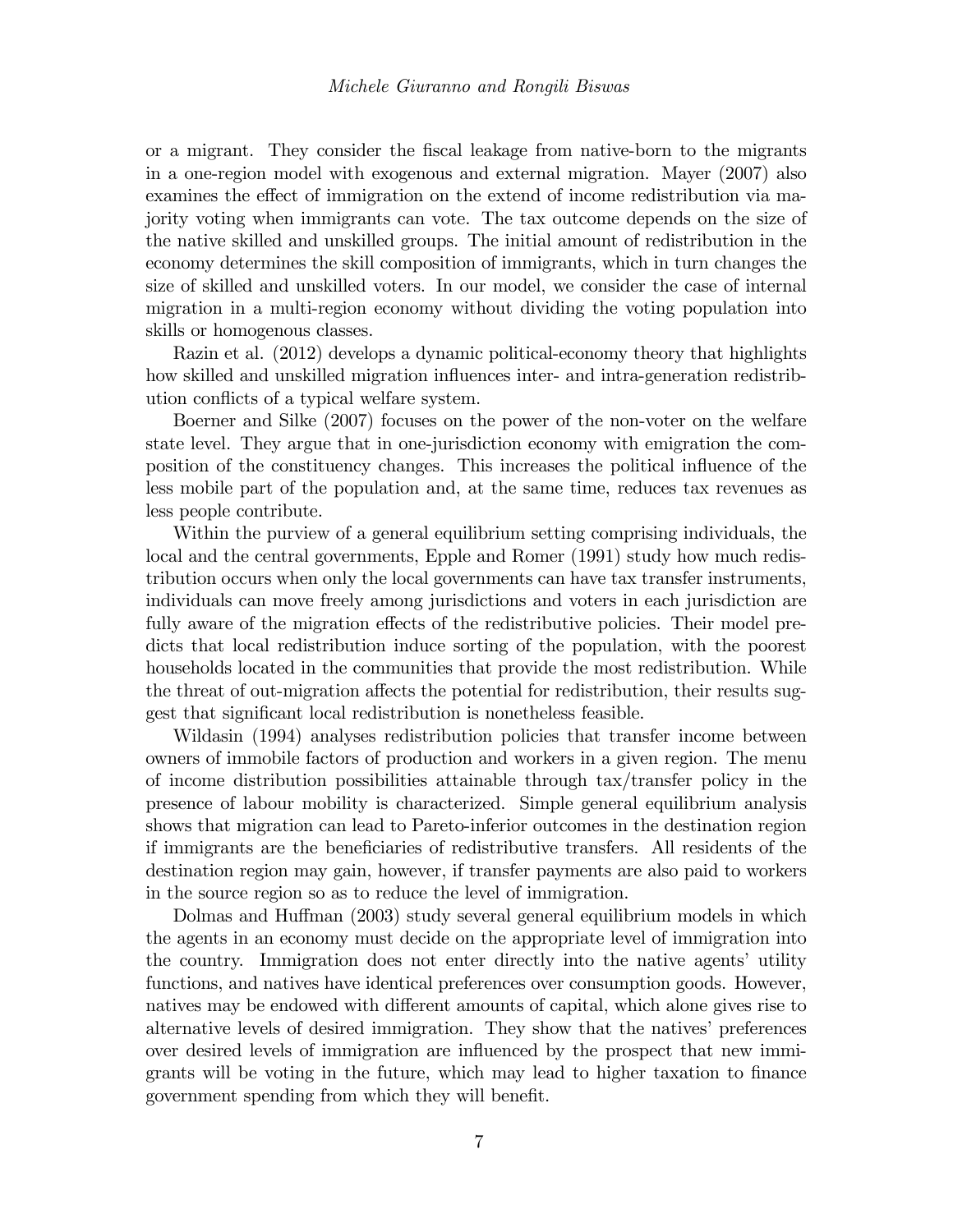or a migrant. They consider the fiscal leakage from native-born to the migrants in a one-region model with exogenous and external migration. Mayer (2007) also examines the effect of immigration on the extend of income redistribution via majority voting when immigrants can vote. The tax outcome depends on the size of the native skilled and unskilled groups. The initial amount of redistribution in the economy determines the skill composition of immigrants, which in turn changes the size of skilled and unskilled voters. In our model, we consider the case of internal migration in a multi-region economy without dividing the voting population into skills or homogenous classes.

Razin et al. (2012) develops a dynamic political-economy theory that highlights how skilled and unskilled migration influences inter- and intra-generation redistribution conflicts of a typical welfare system.

Boerner and Silke (2007) focuses on the power of the non-voter on the welfare state level. They argue that in one-jurisdiction economy with emigration the composition of the constituency changes. This increases the political influence of the less mobile part of the population and, at the same time, reduces tax revenues as less people contribute.

Within the purview of a general equilibrium setting comprising individuals, the local and the central governments, Epple and Romer (1991) study how much redistribution occurs when only the local governments can have tax transfer instruments, individuals can move freely among jurisdictions and voters in each jurisdiction are fully aware of the migration effects of the redistributive policies. Their model predicts that local redistribution induce sorting of the population, with the poorest households located in the communities that provide the most redistribution. While the threat of out-migration affects the potential for redistribution, their results suggest that significant local redistribution is nonetheless feasible.

Wildasin (1994) analyses redistribution policies that transfer income between owners of immobile factors of production and workers in a given region. The menu of income distribution possibilities attainable through tax/transfer policy in the presence of labour mobility is characterized. Simple general equilibrium analysis shows that migration can lead to Pareto-inferior outcomes in the destination region if immigrants are the beneficiaries of redistributive transfers. All residents of the destination region may gain, however, if transfer payments are also paid to workers in the source region so as to reduce the level of immigration.

Dolmas and Huffman (2003) study several general equilibrium models in which the agents in an economy must decide on the appropriate level of immigration into the country. Immigration does not enter directly into the native agents' utility functions, and natives have identical preferences over consumption goods. However, natives may be endowed with different amounts of capital, which alone gives rise to alternative levels of desired immigration. They show that the natives' preferences over desired levels of immigration are influenced by the prospect that new immigrants will be voting in the future, which may lead to higher taxation to finance government spending from which they will benefit.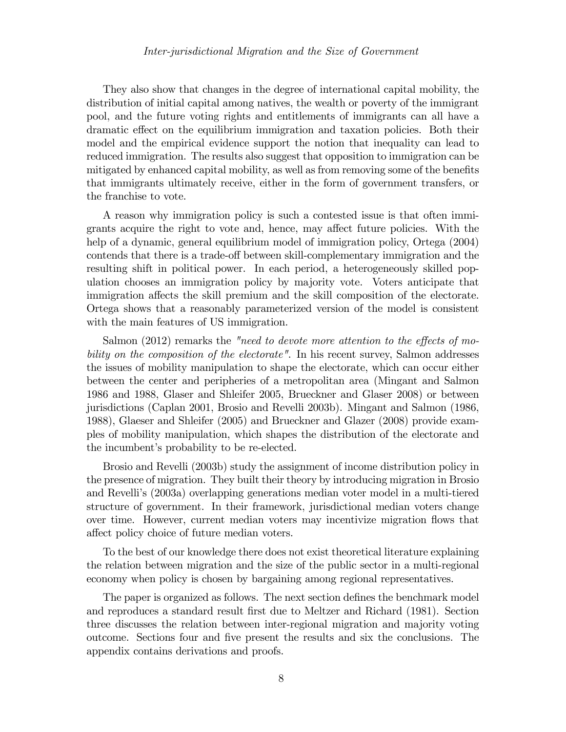They also show that changes in the degree of international capital mobility, the distribution of initial capital among natives, the wealth or poverty of the immigrant pool, and the future voting rights and entitlements of immigrants can all have a dramatic effect on the equilibrium immigration and taxation policies. Both their model and the empirical evidence support the notion that inequality can lead to reduced immigration. The results also suggest that opposition to immigration can be mitigated by enhanced capital mobility, as well as from removing some of the benefits that immigrants ultimately receive, either in the form of government transfers, or the franchise to vote.

A reason why immigration policy is such a contested issue is that often immigrants acquire the right to vote and, hence, may affect future policies. With the help of a dynamic, general equilibrium model of immigration policy, Ortega (2004) contends that there is a trade-off between skill-complementary immigration and the resulting shift in political power. In each period, a heterogeneously skilled population chooses an immigration policy by majority vote. Voters anticipate that immigration affects the skill premium and the skill composition of the electorate. Ortega shows that a reasonably parameterized version of the model is consistent with the main features of US immigration.

Salmon (2012) remarks the *"need to devote more attention to the effects of mobility on the composition of the electorate"*. In his recent survey, Salmon addresses the issues of mobility manipulation to shape the electorate, which can occur either between the center and peripheries of a metropolitan area (Mingant and Salmon 1986 and 1988, Glaser and Shleifer 2005, Brueckner and Glaser 2008) or between jurisdictions (Caplan 2001, Brosio and Revelli 2003b). Mingant and Salmon (1986, 1988), Glaeser and Shleifer (2005) and Brueckner and Glazer (2008) provide examples of mobility manipulation, which shapes the distribution of the electorate and the incumbent's probability to be re-elected.

Brosio and Revelli (2003b) study the assignment of income distribution policy in the presence of migration. They built their theory by introducing migration in Brosio and Revelli's (2003a) overlapping generations median voter model in a multi-tiered structure of government. In their framework, jurisdictional median voters change over time. However, current median voters may incentivize migration flows that affect policy choice of future median voters.

To the best of our knowledge there does not exist theoretical literature explaining the relation between migration and the size of the public sector in a multi-regional economy when policy is chosen by bargaining among regional representatives.

The paper is organized as follows. The next section defines the benchmark model and reproduces a standard result first due to Meltzer and Richard (1981). Section three discusses the relation between inter-regional migration and majority voting outcome. Sections four and five present the results and six the conclusions. The appendix contains derivations and proofs.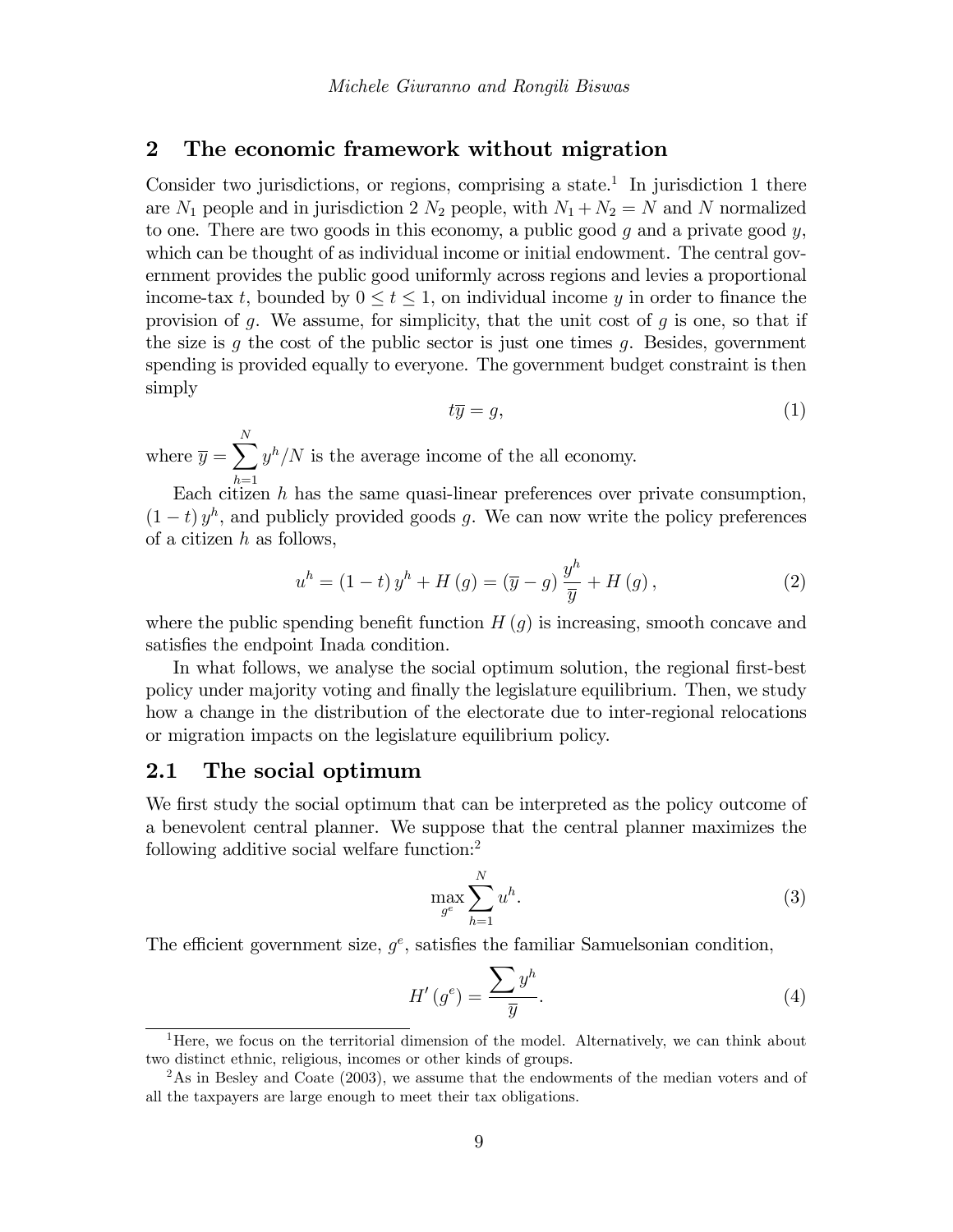## 2 The economic framework without migration

Consider two jurisdictions, or regions, comprising a state.[1] In jurisdiction 1 there are $N_1$ people and in jurisdiction 2 $N_2$ people, with $N_1 + N_2 = N$ and $N$ normalized to one. There are two goods in this economy, a public good $g$ and a private good $y$, which can be thought of as individual income or initial endowment. The central government provides the public good uniformly across regions and levies a proportional income-tax $t$, bounded by $0 \leq t \leq 1$, on individual income $y$ in order to finance the provision of $g$. We assume, for simplicity, that the unit cost of $g$ is one, so that if the size is $g$ the cost of the public sector is just one times $g$. Besides, government spending is provided equally to everyone. The government budget constraint is then simply

$$t\overline{y} = g, \tag{1}$$

where $\overline{y} = \sum_{h=1}^{N} y^h / N$ is the average income of the all economy.

Each citizen $h$ has the same quasi-linear preferences over private consumption, $(1-t)\, y^h$, and publicly provided goods $g$. We can now write the policy preferences of a citizen $h$ as follows,

$$u^h = (1-t)\, y^h + H(g) = (\overline{y} - g)\, \frac{y^h}{\overline{y}} + H(g), \tag{2}$$

where the public spending benefit function $H(g)$ is increasing, smooth concave and satisfies the endpoint Inada condition.

In what follows, we analyse the social optimum solution, the regional first-best policy under majority voting and finally the legislature equilibrium. Then, we study how a change in the distribution of the electorate due to inter-regional relocations or migration impacts on the legislature equilibrium policy.

### 2.1 The social optimum

We first study the social optimum that can be interpreted as the policy outcome of a benevolent central planner. We suppose that the central planner maximizes the following additive social welfare function:[2]

$$\max_{g^e} \sum_{h=1}^{N} u^h. \tag{3}$$

The efficient government size, $g^e$, satisfies the familiar Samuelsonian condition,

$$H'(g^e) = \frac{\sum y^h}{\overline{y}}. \tag{4}$$

[1] Here, we focus on the territorial dimension of the model. Alternatively, we can think about two distinct ethnic, religious, incomes or other kinds of groups.

[2] As in Besley and Coate (2003), we assume that the endowments of the median voters and of all the taxpayers are large enough to meet their tax obligations.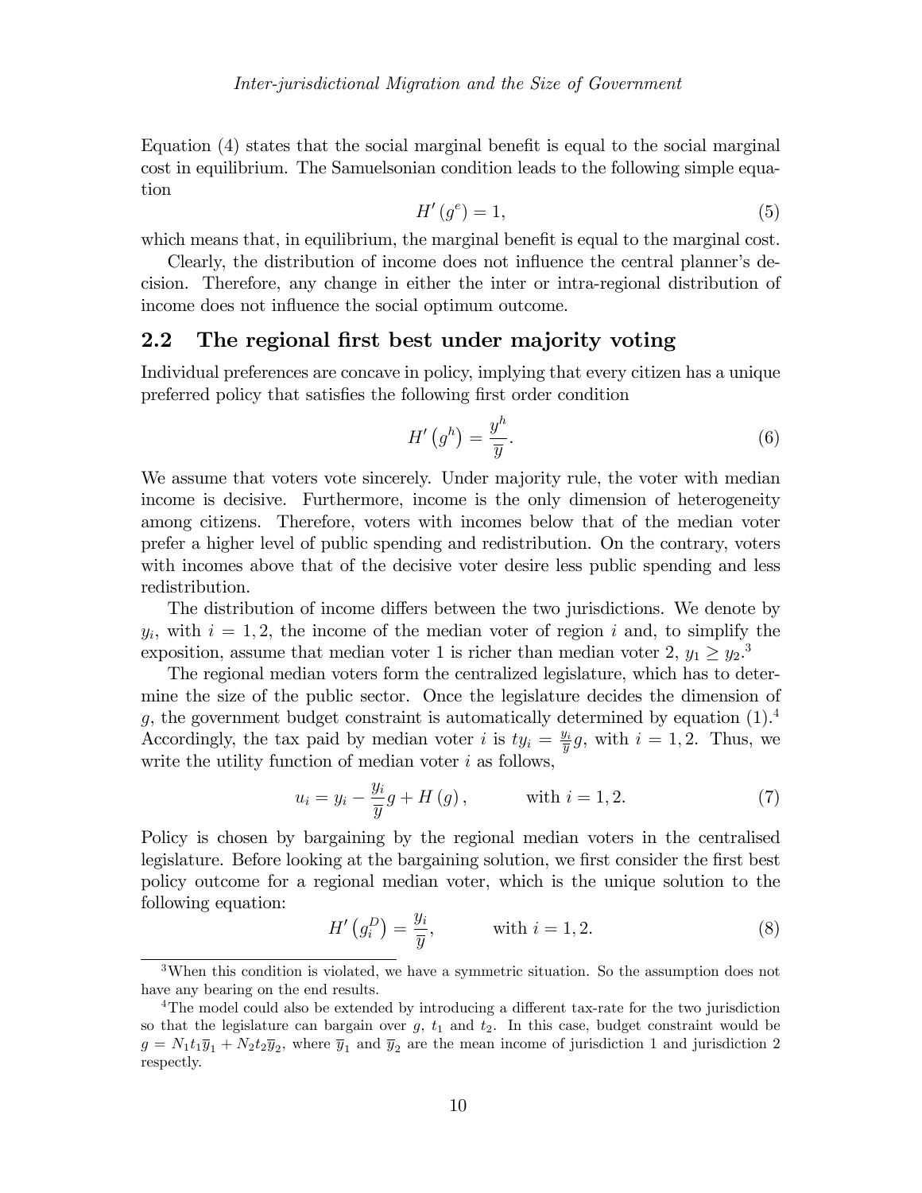Equation (4) states that the social marginal benefit is equal to the social marginal cost in equilibrium. The Samuelsonian condition leads to the following simple equation

$$H'(g^e) = 1, \tag{5}$$

which means that, in equilibrium, the marginal benefit is equal to the marginal cost.

Clearly, the distribution of income does not influence the central planner's decision. Therefore, any change in either the inter or intra-regional distribution of income does not influence the social optimum outcome.

## 2.2 The regional first best under majority voting

Individual preferences are concave in policy, implying that every citizen has a unique preferred policy that satisfies the following first order condition

$$H'\left(g^h\right) = \frac{y^h}{\overline{y}}. \tag{6}$$

We assume that voters vote sincerely. Under majority rule, the voter with median income is decisive. Furthermore, income is the only dimension of heterogeneity among citizens. Therefore, voters with incomes below that of the median voter prefer a higher level of public spending and redistribution. On the contrary, voters with incomes above that of the decisive voter desire less public spending and less redistribution.

The distribution of income differs between the two jurisdictions. We denote by $y_i$, with $i = 1, 2$, the income of the median voter of region $i$ and, to simplify the exposition, assume that median voter 1 is richer than median voter 2, $y_1 \geq y_2$.[3]

The regional median voters form the centralized legislature, which has to determine the size of the public sector. Once the legislature decides the dimension of $g$, the government budget constraint is automatically determined by equation (1).[4] Accordingly, the tax paid by median voter $i$ is $ty_i = \frac{y_i}{\overline{y}}g$, with $i = 1, 2$. Thus, we write the utility function of median voter $i$ as follows,

$$u_i = y_i - \frac{y_i}{\overline{y}}g + H(g), \qquad \text{with } i = 1, 2. \tag{7}$$

Policy is chosen by bargaining by the regional median voters in the centralised legislature. Before looking at the bargaining solution, we first consider the first best policy outcome for a regional median voter, which is the unique solution to the following equation:

$$H'\left(g_i^D\right) = \frac{y_i}{\overline{y}}, \qquad \text{with } i = 1, 2. \tag{8}$$

[3] When this condition is violated, we have a symmetric situation. So the assumption does not have any bearing on the end results.

[4] The model could also be extended by introducing a different tax-rate for the two jurisdiction so that the legislature can bargain over $g$, $t_1$ and $t_2$. In this case, budget constraint would be $g = N_1 t_1 \overline{y}_1 + N_2 t_2 \overline{y}_2$, where $\overline{y}_1$ and $\overline{y}_2$ are the mean income of jurisdiction 1 and jurisdiction 2 respectly.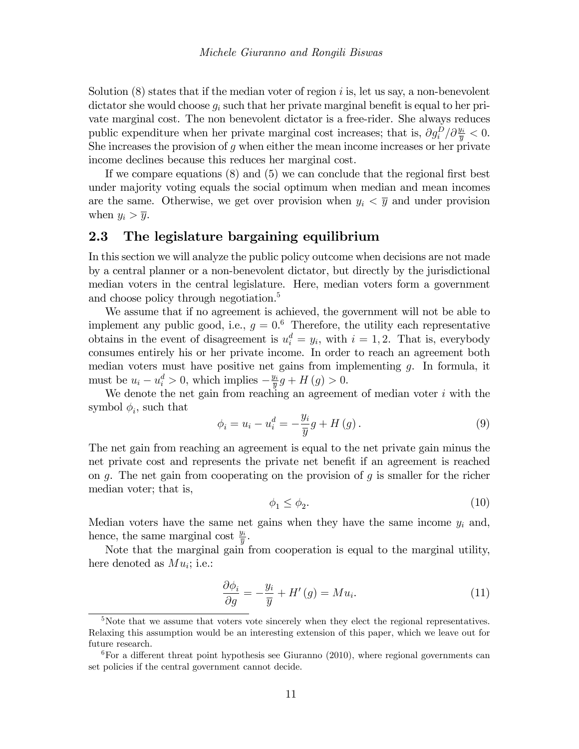Solution (8) states that if the median voter of region $i$ is, let us say, a non-benevolent dictator she would choose $g_i$ such that her private marginal benefit is equal to her private marginal cost. The non benevolent dictator is a free-rider. She always reduces public expenditure when her private marginal cost increases; that is, $\partial g_i^D / \partial \frac{y_i}{\overline{y}} < 0$. She increases the provision of $g$ when either the mean income increases or her private income declines because this reduces her marginal cost.

If we compare equations (8) and (5) we can conclude that the regional first best under majority voting equals the social optimum when median and mean incomes are the same. Otherwise, we get over provision when $y_i < \overline{y}$ and under provision when $y_i > \overline{y}$.

## 2.3 The legislature bargaining equilibrium

In this section we will analyze the public policy outcome when decisions are not made by a central planner or a non-benevolent dictator, but directly by the jurisdictional median voters in the central legislature. Here, median voters form a government and choose policy through negotiation.[5]

We assume that if no agreement is achieved, the government will not be able to implement any public good, i.e., $g = 0$.[6] Therefore, the utility each representative obtains in the event of disagreement is $u_i^d = y_i$, with $i = 1, 2$. That is, everybody consumes entirely his or her private income. In order to reach an agreement both median voters must have positive net gains from implementing $g$. In formula, it must be $u_i - u_i^d > 0$, which implies $-\frac{y_i}{\overline{y}} g + H(g) > 0$.

We denote the net gain from reaching an agreement of median voter $i$ with the symbol $\phi_i$, such that

$$\phi_i = u_i - u_i^d = -\frac{y_i}{\overline{y}} g + H(g). \tag{9}$$

The net gain from reaching an agreement is equal to the net private gain minus the net private cost and represents the private net benefit if an agreement is reached on $g$. The net gain from cooperating on the provision of $g$ is smaller for the richer median voter; that is,

$$\phi_1 \leq \phi_2. \tag{10}$$

Median voters have the same net gains when they have the same income $y_i$ and, hence, the same marginal cost $\frac{y_i}{\overline{y}}$.

Note that the marginal gain from cooperation is equal to the marginal utility, here denoted as $Mu_i$; i.e.:

$$\frac{\partial \phi_i}{\partial g} = -\frac{y_i}{\overline{y}} + H'(g) = Mu_i. \tag{11}$$

[5] Note that we assume that voters vote sincerely when they elect the regional representatives. Relaxing this assumption would be an interesting extension of this paper, which we leave out for future research.

[6] For a different threat point hypothesis see Giuranno (2010), where regional governments can set policies if the central government cannot decide.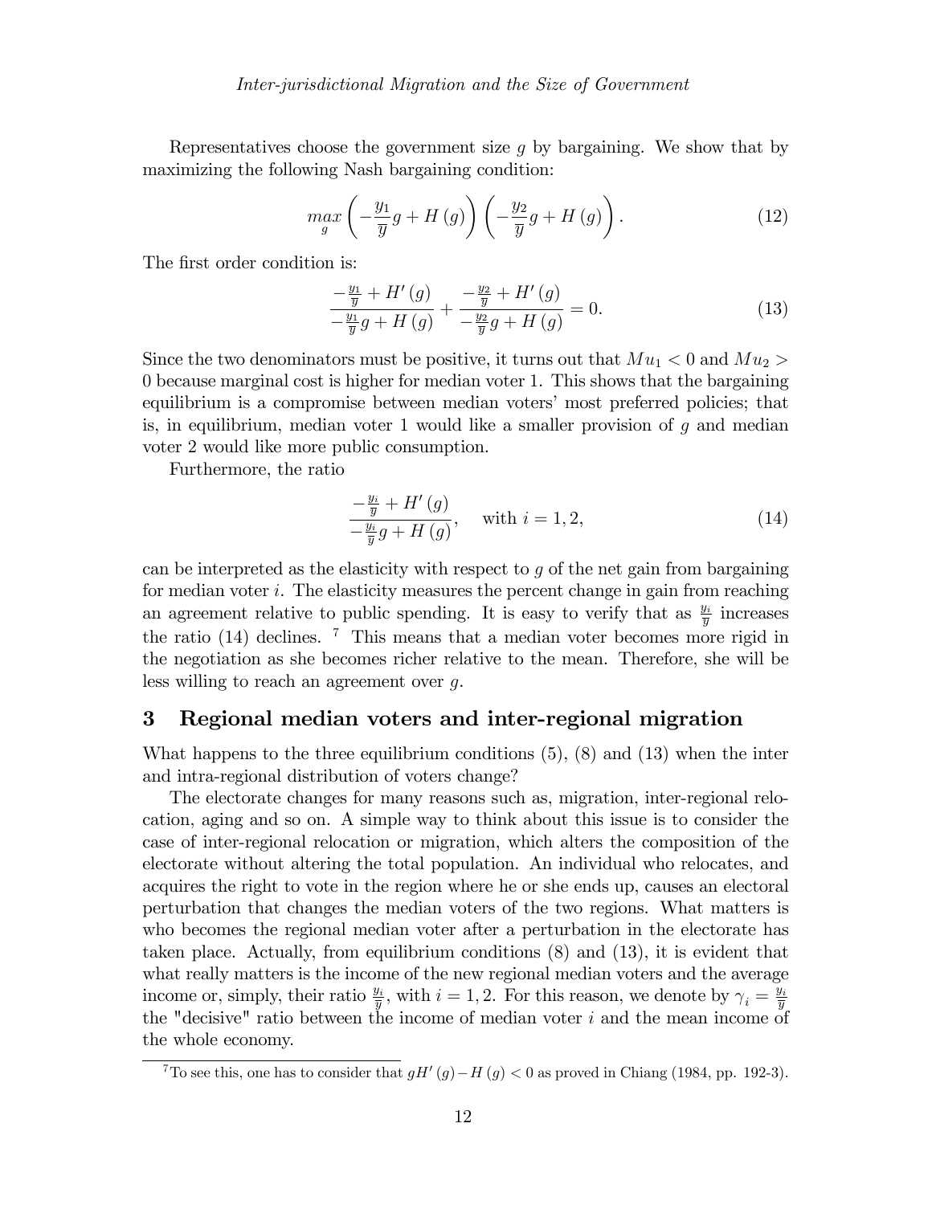Representatives choose the government size $g$ by bargaining. We show that by maximizing the following Nash bargaining condition:

$$\max_{g}\left(-\frac{y_1}{\overline{y}}g+H\left(g\right)\right)\left(-\frac{y_2}{\overline{y}}g+H\left(g\right)\right). \tag{12}$$

The first order condition is:

$$\frac{-\frac{y_1}{\overline{y}}+H'\left(g\right)}{-\frac{y_1}{\overline{y}}g+H\left(g\right)}+\frac{-\frac{y_2}{\overline{y}}+H'\left(g\right)}{-\frac{y_2}{\overline{y}}g+H\left(g\right)}=0. \tag{13}$$

Since the two denominators must be positive, it turns out that $Mu_1 < 0$ and $Mu_2 > 0$ because marginal cost is higher for median voter 1. This shows that the bargaining equilibrium is a compromise between median voters' most preferred policies; that is, in equilibrium, median voter 1 would like a smaller provision of $g$ and median voter 2 would like more public consumption.

Furthermore, the ratio

$$\frac{-\frac{y_i}{\overline{y}}+H'\left(g\right)}{-\frac{y_i}{\overline{y}}g+H\left(g\right)}, \quad \text{with } i=1,2, \tag{14}$$

can be interpreted as the elasticity with respect to $g$ of the net gain from bargaining for median voter $i$. The elasticity measures the percent change in gain from reaching an agreement relative to public spending. It is easy to verify that as $\frac{y_i}{\overline{y}}$ increases the ratio (14) declines. [7] This means that a median voter becomes more rigid in the negotiation as she becomes richer relative to the mean. Therefore, she will be less willing to reach an agreement over $g$.

## 3 Regional median voters and inter-regional migration

What happens to the three equilibrium conditions (5), (8) and (13) when the inter and intra-regional distribution of voters change?

The electorate changes for many reasons such as, migration, inter-regional relocation, aging and so on. A simple way to think about this issue is to consider the case of inter-regional relocation or migration, which alters the composition of the electorate without altering the total population. An individual who relocates, and acquires the right to vote in the region where he or she ends up, causes an electoral perturbation that changes the median voters of the two regions. What matters is who becomes the regional median voter after a perturbation in the electorate has taken place. Actually, from equilibrium conditions (8) and (13), it is evident that what really matters is the income of the new regional median voters and the average income or, simply, their ratio $\frac{y_i}{\overline{y}}$, with $i=1,2$. For this reason, we denote by $\gamma_i = \frac{y_i}{\overline{y}}$ the "decisive" ratio between the income of median voter $i$ and the mean income of the whole economy.

[7] To see this, one has to consider that $gH'(g) - H(g) < 0$ as proved in Chiang (1984, pp. 192-3).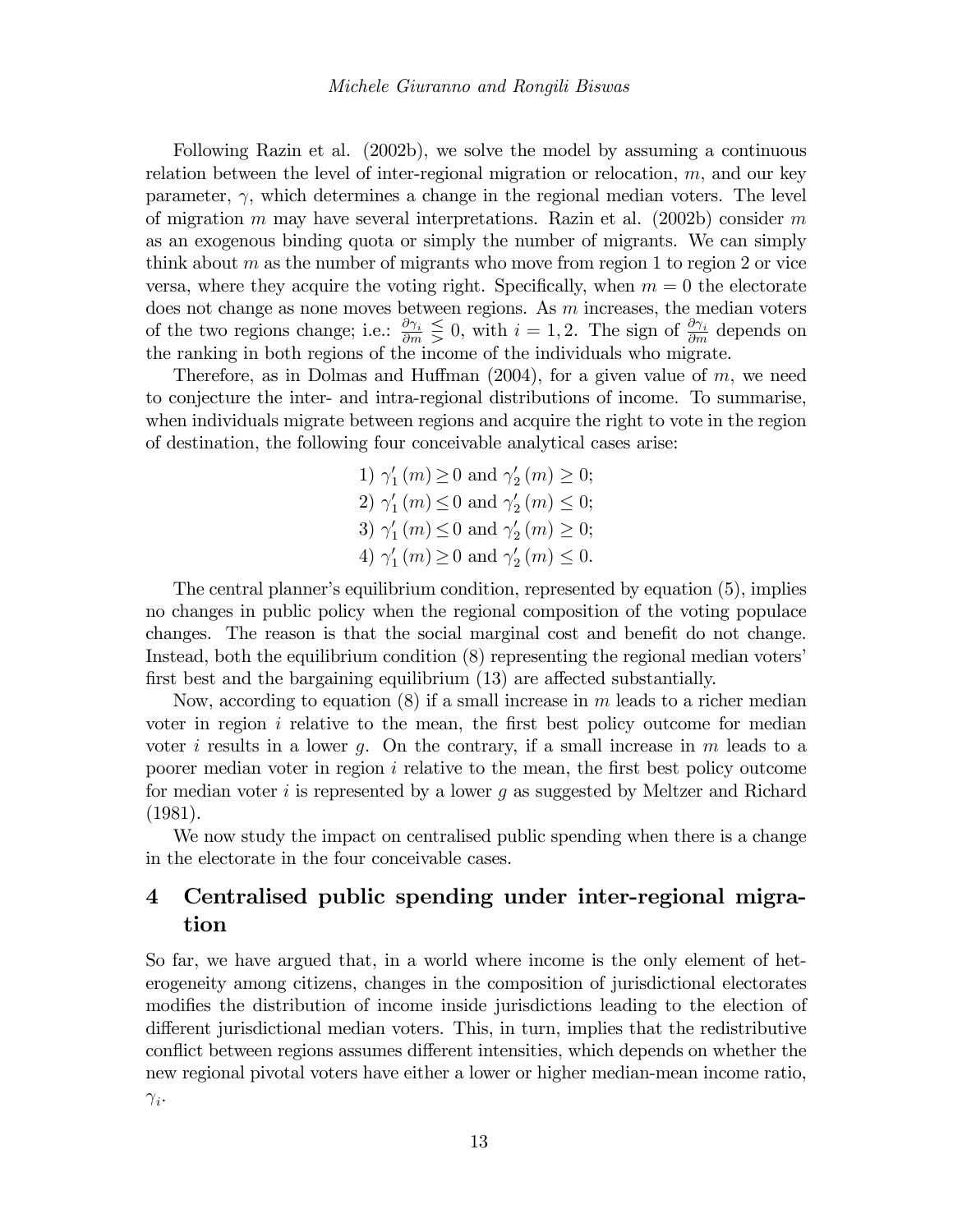Following Razin et al. (2002b), we solve the model by assuming a continuous relation between the level of inter-regional migration or relocation, $m$, and our key parameter, $\gamma$, which determines a change in the regional median voters. The level of migration $m$ may have several interpretations. Razin et al. (2002b) consider $m$ as an exogenous binding quota or simply the number of migrants. We can simply think about $m$ as the number of migrants who move from region 1 to region 2 or vice versa, where they acquire the voting right. Specifically, when $m = 0$ the electorate does not change as none moves between regions. As $m$ increases, the median voters of the two regions change; i.e.: $\frac{\partial \gamma_i}{\partial m} \lesseqgtr 0$, with $i = 1, 2$. The sign of $\frac{\partial \gamma_i}{\partial m}$ depends on the ranking in both regions of the income of the individuals who migrate.

Therefore, as in Dolmas and Huffman (2004), for a given value of $m$, we need to conjecture the inter- and intra-regional distributions of income. To summarise, when individuals migrate between regions and acquire the right to vote in the region of destination, the following four conceivable analytical cases arise:

$$
\begin{aligned}
&1)\ \gamma_1'(m) \geq 0 \text{ and } \gamma_2'(m) \geq 0; \\
&2)\ \gamma_1'(m) \leq 0 \text{ and } \gamma_2'(m) \leq 0; \\
&3)\ \gamma_1'(m) \leq 0 \text{ and } \gamma_2'(m) \geq 0; \\
&4)\ \gamma_1'(m) \geq 0 \text{ and } \gamma_2'(m) \leq 0.
\end{aligned}
$$

The central planner's equilibrium condition, represented by equation (5), implies no changes in public policy when the regional composition of the voting populace changes. The reason is that the social marginal cost and benefit do not change. Instead, both the equilibrium condition (8) representing the regional median voters' first best and the bargaining equilibrium (13) are affected substantially.

Now, according to equation (8) if a small increase in $m$ leads to a richer median voter in region $i$ relative to the mean, the first best policy outcome for median voter $i$ results in a lower $g$. On the contrary, if a small increase in $m$ leads to a poorer median voter in region $i$ relative to the mean, the first best policy outcome for median voter $i$ is represented by a lower $g$ as suggested by Meltzer and Richard (1981).

We now study the impact on centralised public spending when there is a change in the electorate in the four conceivable cases.

## 4 Centralised public spending under inter-regional migration

So far, we have argued that, in a world where income is the only element of heterogeneity among citizens, changes in the composition of jurisdictional electorates modifies the distribution of income inside jurisdictions leading to the election of different jurisdictional median voters. This, in turn, implies that the redistributive conflict between regions assumes different intensities, which depends on whether the new regional pivotal voters have either a lower or higher median-mean income ratio, $\gamma_i$.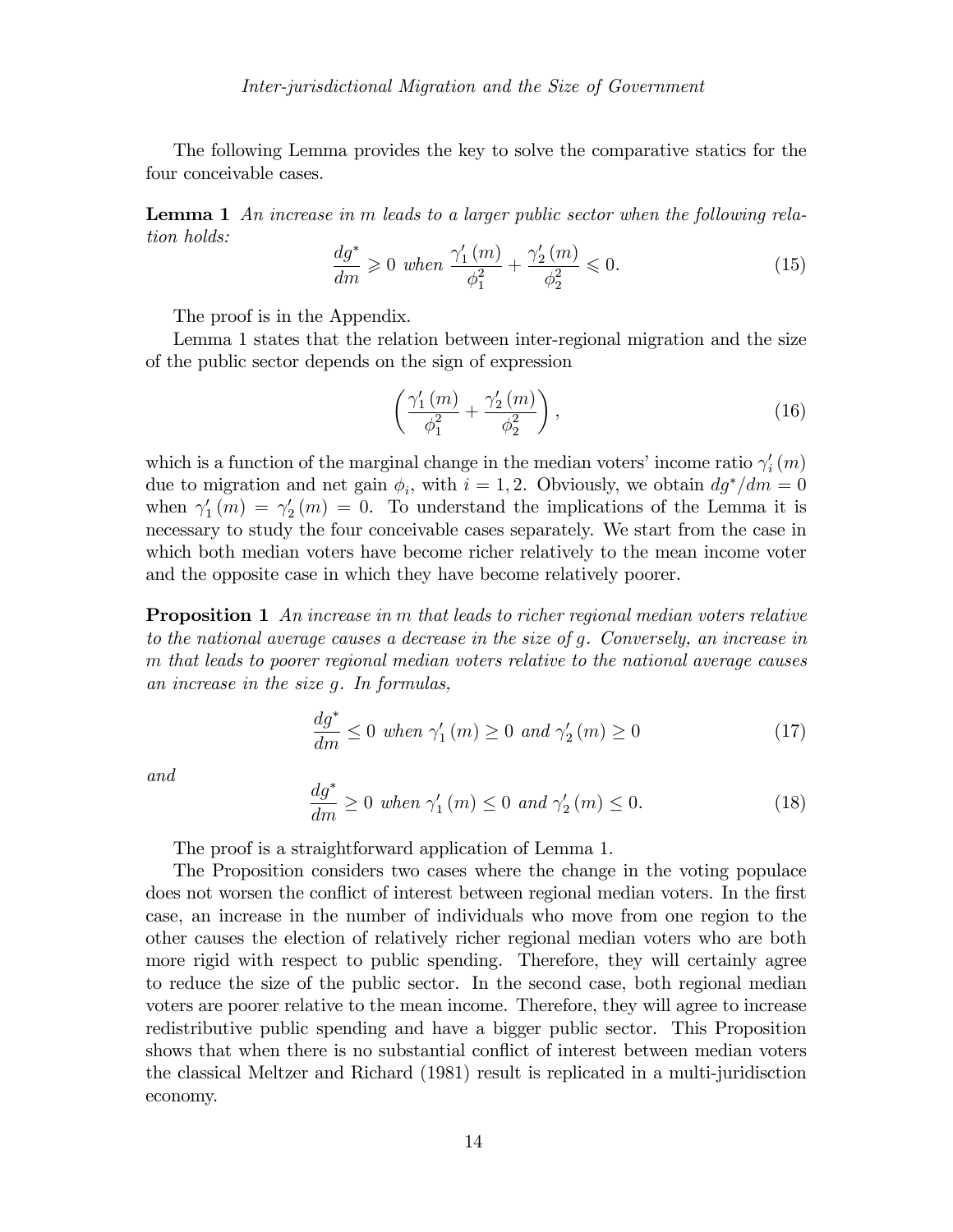The following Lemma provides the key to solve the comparative statics for the four conceivable cases.

**Lemma 1** *An increase in m leads to a larger public sector when the following relation holds:*

$$\frac{dg^*}{dm} \geqslant 0 \text{ when } \frac{\gamma_1'(m)}{\phi_1^2} + \frac{\gamma_2'(m)}{\phi_2^2} \leqslant 0. \tag{15}$$

The proof is in the Appendix.

Lemma 1 states that the relation between inter-regional migration and the size of the public sector depends on the sign of expression

$$\left(\frac{\gamma_1'(m)}{\phi_1^2} + \frac{\gamma_2'(m)}{\phi_2^2}\right), \tag{16}$$

which is a function of the marginal change in the median voters' income ratio $\gamma_i'(m)$ due to migration and net gain $\phi_i$, with $i = 1, 2$. Obviously, we obtain $dg^*/dm = 0$ when $\gamma_1'(m) = \gamma_2'(m) = 0$. To understand the implications of the Lemma it is necessary to study the four conceivable cases separately. We start from the case in which both median voters have become richer relatively to the mean income voter and the opposite case in which they have become relatively poorer.

**Proposition 1** *An increase in m that leads to richer regional median voters relative to the national average causes a decrease in the size of g. Conversely, an increase in m that leads to poorer regional median voters relative to the national average causes an increase in the size g. In formulas,*

$$\frac{dg^*}{dm} \leq 0 \text{ when } \gamma_1'(m) \geq 0 \text{ and } \gamma_2'(m) \geq 0 \tag{17}$$

*and*

$$\frac{dg^*}{dm} \geq 0 \text{ when } \gamma_1'(m) \leq 0 \text{ and } \gamma_2'(m) \leq 0. \tag{18}$$

The proof is a straightforward application of Lemma 1.

The Proposition considers two cases where the change in the voting populace does not worsen the conflict of interest between regional median voters. In the first case, an increase in the number of individuals who move from one region to the other causes the election of relatively richer regional median voters who are both more rigid with respect to public spending. Therefore, they will certainly agree to reduce the size of the public sector. In the second case, both regional median voters are poorer relative to the mean income. Therefore, they will agree to increase redistributive public spending and have a bigger public sector. This Proposition shows that when there is no substantial conflict of interest between median voters the classical Meltzer and Richard (1981) result is replicated in a multi-juridisction economy.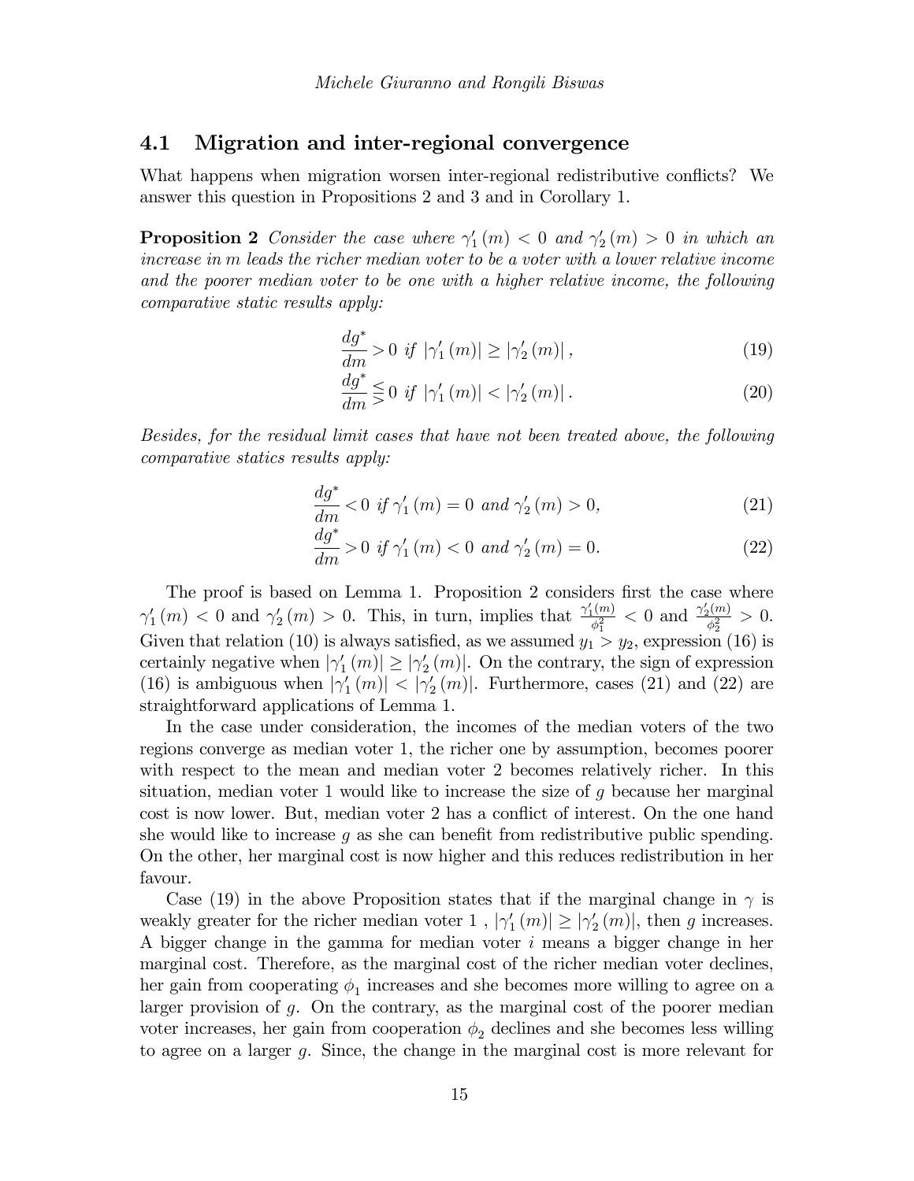## 4.1 Migration and inter-regional convergence

What happens when migration worsen inter-regional redistributive conflicts? We answer this question in Propositions 2 and 3 and in Corollary 1.

**Proposition 2** *Consider the case where $\gamma_1'(m) < 0$ and $\gamma_2'(m) > 0$ in which an increase in $m$ leads the richer median voter to be a voter with a lower relative income and the poorer median voter to be one with a higher relative income, the following comparative static results apply:*

$$\frac{dg^*}{dm} > 0 \text{ if } |\gamma_1'(m)| \geq |\gamma_2'(m)|, \tag{19}$$

$$\frac{dg^*}{dm} \lesseqgtr 0 \text{ if } |\gamma_1'(m)| < |\gamma_2'(m)|. \tag{20}$$

*Besides, for the residual limit cases that have not been treated above, the following comparative statics results apply:*

$$\frac{dg^*}{dm} < 0 \text{ if } \gamma_1'(m) = 0 \text{ and } \gamma_2'(m) > 0, \tag{21}$$

$$\frac{dg^*}{dm} > 0 \text{ if } \gamma_1'(m) < 0 \text{ and } \gamma_2'(m) = 0. \tag{22}$$

The proof is based on Lemma 1. Proposition 2 considers first the case where $\gamma_1'(m) < 0$ and $\gamma_2'(m) > 0$. This, in turn, implies that $\frac{\gamma_1'(m)}{\phi_1^2} < 0$ and $\frac{\gamma_2'(m)}{\phi_2^2} > 0$. Given that relation (10) is always satisfied, as we assumed $y_1 > y_2$, expression (16) is certainly negative when $|\gamma_1'(m)| \geq |\gamma_2'(m)|$. On the contrary, the sign of expression (16) is ambiguous when $|\gamma_1'(m)| < |\gamma_2'(m)|$. Furthermore, cases (21) and (22) are straightforward applications of Lemma 1.

In the case under consideration, the incomes of the median voters of the two regions converge as median voter 1, the richer one by assumption, becomes poorer with respect to the mean and median voter 2 becomes relatively richer. In this situation, median voter 1 would like to increase the size of $g$ because her marginal cost is now lower. But, median voter 2 has a conflict of interest. On the one hand she would like to increase $g$ as she can benefit from redistributive public spending. On the other, her marginal cost is now higher and this reduces redistribution in her favour.

Case (19) in the above Proposition states that if the marginal change in $\gamma$ is weakly greater for the richer median voter 1 , $|\gamma_1'(m)| \geq |\gamma_2'(m)|$, then $g$ increases. A bigger change in the gamma for median voter $i$ means a bigger change in her marginal cost. Therefore, as the marginal cost of the richer median voter declines, her gain from cooperating $\phi_1$ increases and she becomes more willing to agree on a larger provision of $g$. On the contrary, as the marginal cost of the poorer median voter increases, her gain from cooperation $\phi_2$ declines and she becomes less willing to agree on a larger $g$. Since, the change in the marginal cost is more relevant for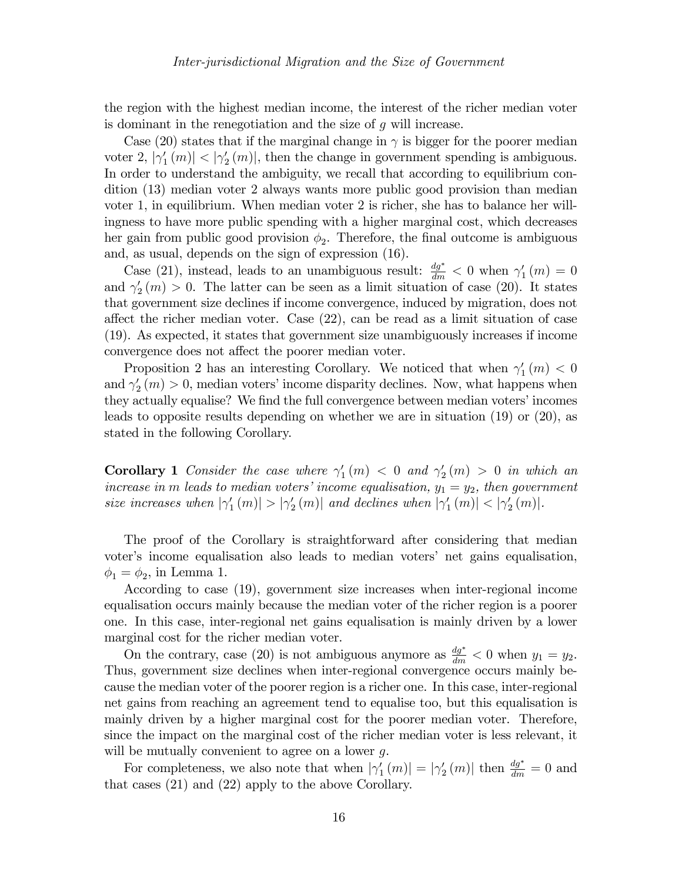the region with the highest median income, the interest of the richer median voter is dominant in the renegotiation and the size of $g$ will increase.

Case (20) states that if the marginal change in $\gamma$ is bigger for the poorer median voter 2, $|\gamma_1'(m)| < |\gamma_2'(m)|$, then the change in government spending is ambiguous. In order to understand the ambiguity, we recall that according to equilibrium condition (13) median voter 2 always wants more public good provision than median voter 1, in equilibrium. When median voter 2 is richer, she has to balance her willingness to have more public spending with a higher marginal cost, which decreases her gain from public good provision $\phi_2$. Therefore, the final outcome is ambiguous and, as usual, depends on the sign of expression (16).

Case (21), instead, leads to an unambiguous result: $\frac{dg^*}{dm} < 0$ when $\gamma_1'(m) = 0$ and $\gamma_2'(m) > 0$. The latter can be seen as a limit situation of case (20). It states that government size declines if income convergence, induced by migration, does not affect the richer median voter. Case (22), can be read as a limit situation of case (19). As expected, it states that government size unambiguously increases if income convergence does not affect the poorer median voter.

Proposition 2 has an interesting Corollary. We noticed that when $\gamma_1'(m) < 0$ and $\gamma_2'(m) > 0$, median voters' income disparity declines. Now, what happens when they actually equalise? We find the full convergence between median voters' incomes leads to opposite results depending on whether we are in situation (19) or (20), as stated in the following Corollary.

**Corollary 1** *Consider the case where $\gamma_1'(m) < 0$ and $\gamma_2'(m) > 0$ in which an increase in $m$ leads to median voters' income equalisation, $y_1 = y_2$, then government size increases when $|\gamma_1'(m)| > |\gamma_2'(m)|$ and declines when $|\gamma_1'(m)| < |\gamma_2'(m)|$.*

The proof of the Corollary is straightforward after considering that median voter's income equalisation also leads to median voters' net gains equalisation, $\phi_1 = \phi_2$, in Lemma 1.

According to case (19), government size increases when inter-regional income equalisation occurs mainly because the median voter of the richer region is a poorer one. In this case, inter-regional net gains equalisation is mainly driven by a lower marginal cost for the richer median voter.

On the contrary, case (20) is not ambiguous anymore as $\frac{dg^*}{dm} < 0$ when $y_1 = y_2$. Thus, government size declines when inter-regional convergence occurs mainly because the median voter of the poorer region is a richer one. In this case, inter-regional net gains from reaching an agreement tend to equalise too, but this equalisation is mainly driven by a higher marginal cost for the poorer median voter. Therefore, since the impact on the marginal cost of the richer median voter is less relevant, it will be mutually convenient to agree on a lower $g$.

For completeness, we also note that when $|\gamma_1'(m)| = |\gamma_2'(m)|$ then $\frac{dg^*}{dm} = 0$ and that cases (21) and (22) apply to the above Corollary.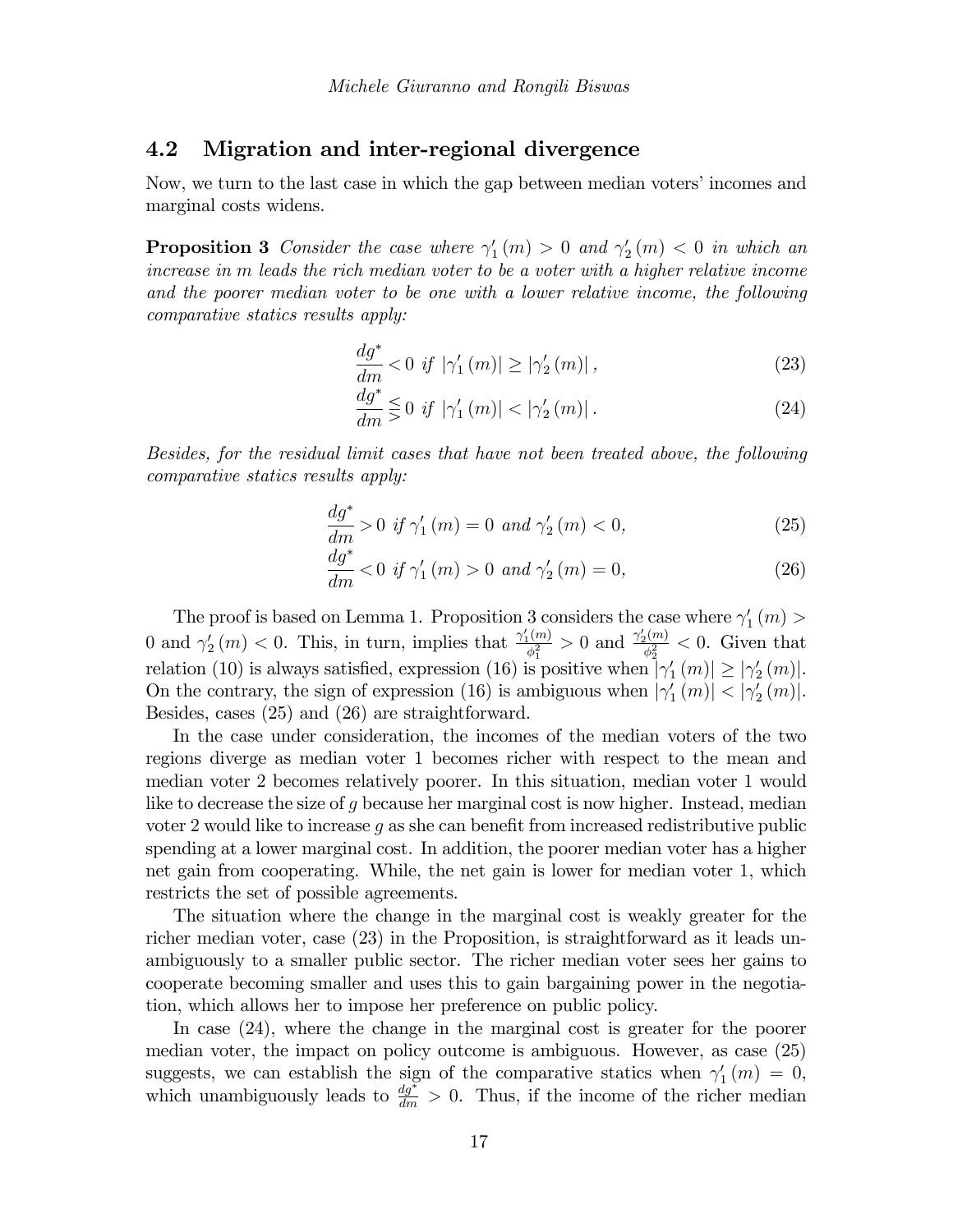## 4.2 Migration and inter-regional divergence

Now, we turn to the last case in which the gap between median voters' incomes and marginal costs widens.

**Proposition 3** *Consider the case where $\gamma_1'(m) > 0$ and $\gamma_2'(m) < 0$ in which an increase in $m$ leads the rich median voter to be a voter with a higher relative income and the poorer median voter to be one with a lower relative income, the following comparative statics results apply:*

$$\frac{dg^*}{dm} < 0 \text{ if } |\gamma_1'(m)| \geq |\gamma_2'(m)|, \tag{23}$$

$$\frac{dg^*}{dm} \lesseqgtr 0 \text{ if } |\gamma_1'(m)| < |\gamma_2'(m)|. \tag{24}$$

*Besides, for the residual limit cases that have not been treated above, the following comparative statics results apply:*

$$\frac{dg^*}{dm} > 0 \text{ if } \gamma_1'(m) = 0 \text{ and } \gamma_2'(m) < 0, \tag{25}$$

$$\frac{dg^*}{dm} < 0 \text{ if } \gamma_1'(m) > 0 \text{ and } \gamma_2'(m) = 0, \tag{26}$$

The proof is based on Lemma 1. Proposition 3 considers the case where $\gamma_1'(m) > 0$ and $\gamma_2'(m) < 0$. This, in turn, implies that $\frac{\gamma_1'(m)}{\phi_1^2} > 0$ and $\frac{\gamma_2'(m)}{\phi_2^2} < 0$. Given that relation (10) is always satisfied, expression (16) is positive when $|\gamma_1'(m)| \geq |\gamma_2'(m)|$. On the contrary, the sign of expression (16) is ambiguous when $|\gamma_1'(m)| < |\gamma_2'(m)|$. Besides, cases (25) and (26) are straightforward.

In the case under consideration, the incomes of the median voters of the two regions diverge as median voter 1 becomes richer with respect to the mean and median voter 2 becomes relatively poorer. In this situation, median voter 1 would like to decrease the size of $g$ because her marginal cost is now higher. Instead, median voter 2 would like to increase $g$ as she can benefit from increased redistributive public spending at a lower marginal cost. In addition, the poorer median voter has a higher net gain from cooperating. While, the net gain is lower for median voter 1, which restricts the set of possible agreements.

The situation where the change in the marginal cost is weakly greater for the richer median voter, case (23) in the Proposition, is straightforward as it leads unambiguously to a smaller public sector. The richer median voter sees her gains to cooperate becoming smaller and uses this to gain bargaining power in the negotiation, which allows her to impose her preference on public policy.

In case (24), where the change in the marginal cost is greater for the poorer median voter, the impact on policy outcome is ambiguous. However, as case (25) suggests, we can establish the sign of the comparative statics when $\gamma_1'(m) = 0$, which unambiguously leads to $\frac{dg^*}{dm} > 0$. Thus, if the income of the richer median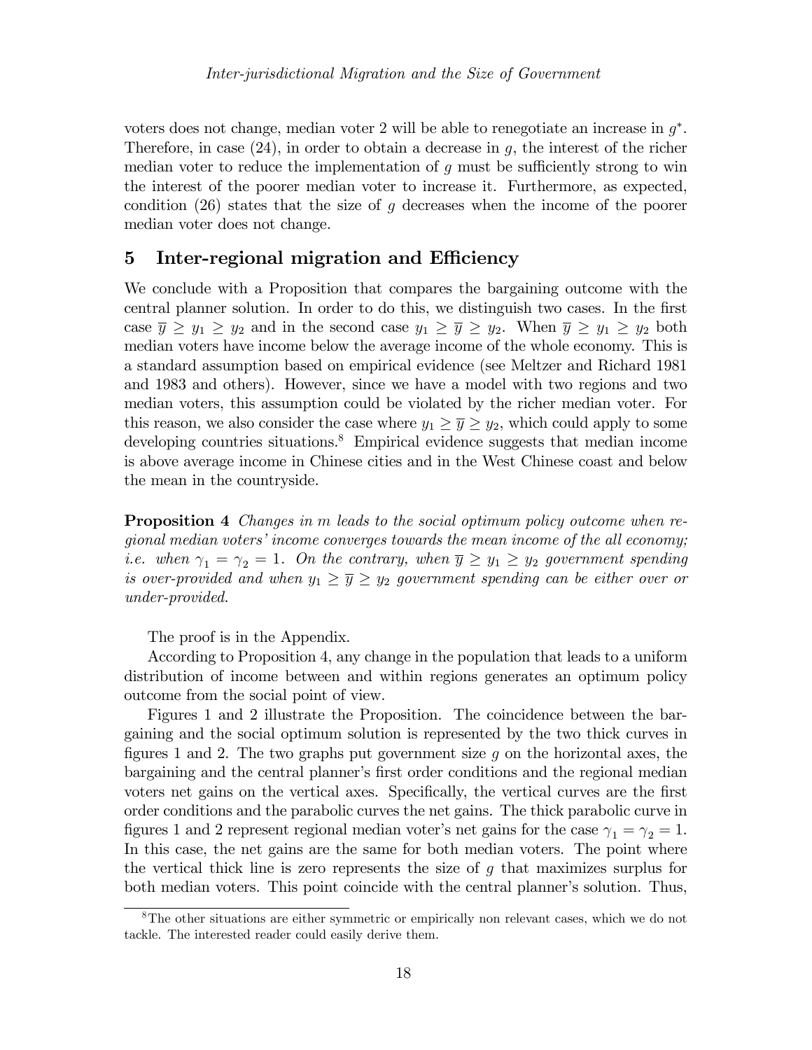voters does not change, median voter 2 will be able to renegotiate an increase in $g^*$. Therefore, in case (24), in order to obtain a decrease in $g$, the interest of the richer median voter to reduce the implementation of $g$ must be sufficiently strong to win the interest of the poorer median voter to increase it. Furthermore, as expected, condition (26) states that the size of $g$ decreases when the income of the poorer median voter does not change.

## 5 Inter-regional migration and Efficiency

We conclude with a Proposition that compares the bargaining outcome with the central planner solution. In order to do this, we distinguish two cases. In the first case $\overline{y} \geq y_1 \geq y_2$ and in the second case $y_1 \geq \overline{y} \geq y_2$. When $\overline{y} \geq y_1 \geq y_2$ both median voters have income below the average income of the whole economy. This is a standard assumption based on empirical evidence (see Meltzer and Richard 1981 and 1983 and others). However, since we have a model with two regions and two median voters, this assumption could be violated by the richer median voter. For this reason, we also consider the case where $y_1 \geq \overline{y} \geq y_2$, which could apply to some developing countries situations.[8] Empirical evidence suggests that median income is above average income in Chinese cities and in the West Chinese coast and below the mean in the countryside.

**Proposition 4** *Changes in $m$ leads to the social optimum policy outcome when regional median voters' income converges towards the mean income of the all economy; i.e. when $\gamma_1 = \gamma_2 = 1$. On the contrary, when $\overline{y} \geq y_1 \geq y_2$ government spending is over-provided and when $y_1 \geq \overline{y} \geq y_2$ government spending can be either over or under-provided.*

The proof is in the Appendix.

According to Proposition 4, any change in the population that leads to a uniform distribution of income between and within regions generates an optimum policy outcome from the social point of view.

Figures 1 and 2 illustrate the Proposition. The coincidence between the bargaining and the social optimum solution is represented by the two thick curves in figures 1 and 2. The two graphs put government size $g$ on the horizontal axes, the bargaining and the central planner's first order conditions and the regional median voters net gains on the vertical axes. Specifically, the vertical curves are the first order conditions and the parabolic curves the net gains. The thick parabolic curve in figures 1 and 2 represent regional median voter's net gains for the case $\gamma_1 = \gamma_2 = 1$. In this case, the net gains are the same for both median voters. The point where the vertical thick line is zero represents the size of $g$ that maximizes surplus for both median voters. This point coincide with the central planner's solution. Thus,

[8] The other situations are either symmetric or empirically non relevant cases, which we do not tackle. The interested reader could easily derive them.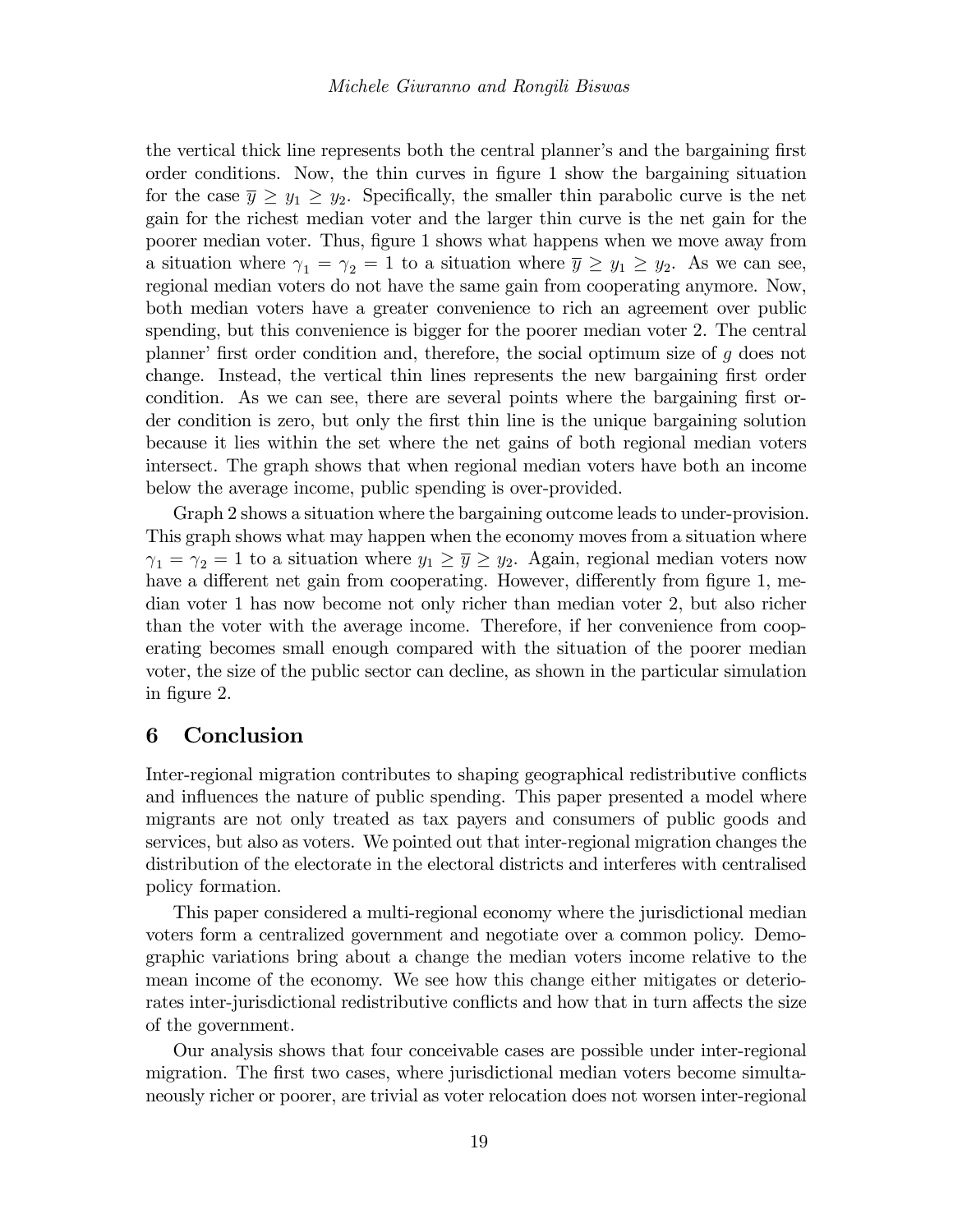the vertical thick line represents both the central planner's and the bargaining first order conditions. Now, the thin curves in figure 1 show the bargaining situation for the case $\overline{y} \geq y_1 \geq y_2$. Specifically, the smaller thin parabolic curve is the net gain for the richest median voter and the larger thin curve is the net gain for the poorer median voter. Thus, figure 1 shows what happens when we move away from a situation where $\gamma_1 = \gamma_2 = 1$ to a situation where $\overline{y} \geq y_1 \geq y_2$. As we can see, regional median voters do not have the same gain from cooperating anymore. Now, both median voters have a greater convenience to rich an agreement over public spending, but this convenience is bigger for the poorer median voter 2. The central planner' first order condition and, therefore, the social optimum size of $g$ does not change. Instead, the vertical thin lines represents the new bargaining first order condition. As we can see, there are several points where the bargaining first order condition is zero, but only the first thin line is the unique bargaining solution because it lies within the set where the net gains of both regional median voters intersect. The graph shows that when regional median voters have both an income below the average income, public spending is over-provided.

Graph 2 shows a situation where the bargaining outcome leads to under-provision. This graph shows what may happen when the economy moves from a situation where $\gamma_1 = \gamma_2 = 1$ to a situation where $y_1 \geq \overline{y} \geq y_2$. Again, regional median voters now have a different net gain from cooperating. However, differently from figure 1, median voter 1 has now become not only richer than median voter 2, but also richer than the voter with the average income. Therefore, if her convenience from cooperating becomes small enough compared with the situation of the poorer median voter, the size of the public sector can decline, as shown in the particular simulation in figure 2.

# 6 Conclusion

Inter-regional migration contributes to shaping geographical redistributive conflicts and influences the nature of public spending. This paper presented a model where migrants are not only treated as tax payers and consumers of public goods and services, but also as voters. We pointed out that inter-regional migration changes the distribution of the electorate in the electoral districts and interferes with centralised policy formation.

This paper considered a multi-regional economy where the jurisdictional median voters form a centralized government and negotiate over a common policy. Demographic variations bring about a change the median voters income relative to the mean income of the economy. We see how this change either mitigates or deteriorates inter-jurisdictional redistributive conflicts and how that in turn affects the size of the government.

Our analysis shows that four conceivable cases are possible under inter-regional migration. The first two cases, where jurisdictional median voters become simultaneously richer or poorer, are trivial as voter relocation does not worsen inter-regional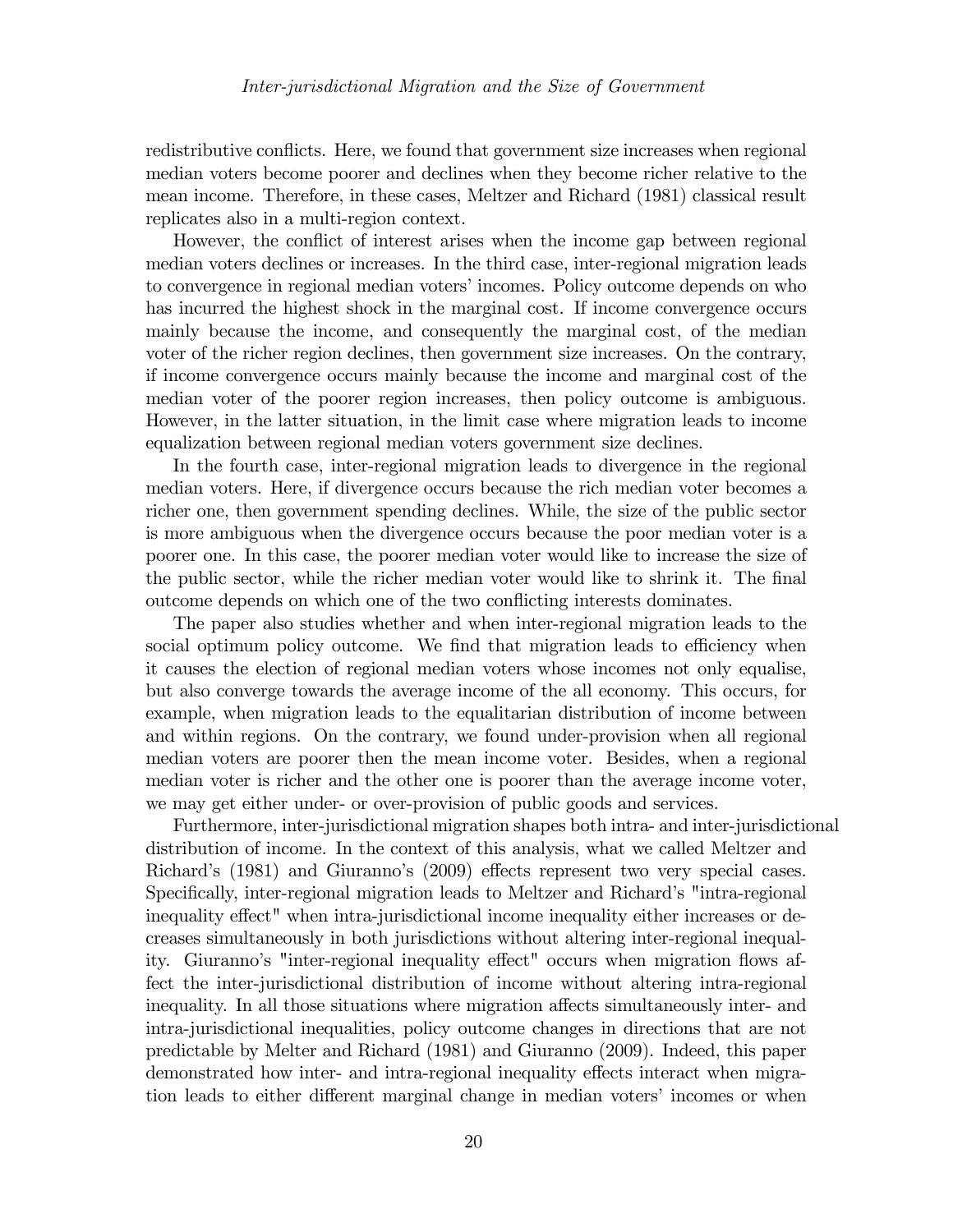redistributive conflicts. Here, we found that government size increases when regional median voters become poorer and declines when they become richer relative to the mean income. Therefore, in these cases, Meltzer and Richard (1981) classical result replicates also in a multi-region context.

However, the conflict of interest arises when the income gap between regional median voters declines or increases. In the third case, inter-regional migration leads to convergence in regional median voters' incomes. Policy outcome depends on who has incurred the highest shock in the marginal cost. If income convergence occurs mainly because the income, and consequently the marginal cost, of the median voter of the richer region declines, then government size increases. On the contrary, if income convergence occurs mainly because the income and marginal cost of the median voter of the poorer region increases, then policy outcome is ambiguous. However, in the latter situation, in the limit case where migration leads to income equalization between regional median voters government size declines.

In the fourth case, inter-regional migration leads to divergence in the regional median voters. Here, if divergence occurs because the rich median voter becomes a richer one, then government spending declines. While, the size of the public sector is more ambiguous when the divergence occurs because the poor median voter is a poorer one. In this case, the poorer median voter would like to increase the size of the public sector, while the richer median voter would like to shrink it. The final outcome depends on which one of the two conflicting interests dominates.

The paper also studies whether and when inter-regional migration leads to the social optimum policy outcome. We find that migration leads to efficiency when it causes the election of regional median voters whose incomes not only equalise, but also converge towards the average income of the all economy. This occurs, for example, when migration leads to the equalitarian distribution of income between and within regions. On the contrary, we found under-provision when all regional median voters are poorer then the mean income voter. Besides, when a regional median voter is richer and the other one is poorer than the average income voter, we may get either under- or over-provision of public goods and services.

Furthermore, inter-jurisdictional migration shapes both intra- and inter-jurisdictional distribution of income. In the context of this analysis, what we called Meltzer and Richard's (1981) and Giuranno's (2009) effects represent two very special cases. Specifically, inter-regional migration leads to Meltzer and Richard's "intra-regional inequality effect" when intra-jurisdictional income inequality either increases or decreases simultaneously in both jurisdictions without altering inter-regional inequality. Giuranno's "inter-regional inequality effect" occurs when migration flows affect the inter-jurisdictional distribution of income without altering intra-regional inequality. In all those situations where migration affects simultaneously inter- and intra-jurisdictional inequalities, policy outcome changes in directions that are not predictable by Melter and Richard (1981) and Giuranno (2009). Indeed, this paper demonstrated how inter- and intra-regional inequality effects interact when migration leads to either different marginal change in median voters' incomes or when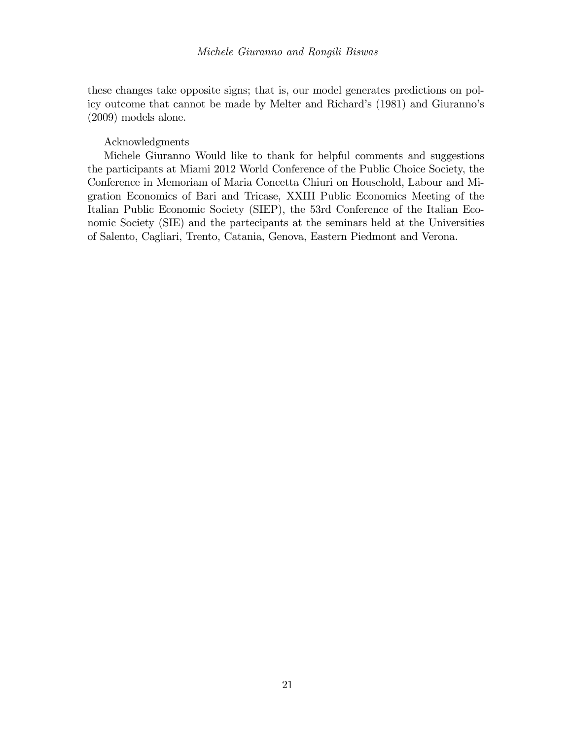these changes take opposite signs; that is, our model generates predictions on policy outcome that cannot be made by Melter and Richard's (1981) and Giuranno's (2009) models alone.

Acknowledgments

Michele Giuranno Would like to thank for helpful comments and suggestions the participants at Miami 2012 World Conference of the Public Choice Society, the Conference in Memoriam of Maria Concetta Chiuri on Household, Labour and Migration Economics of Bari and Tricase, XXIII Public Economics Meeting of the Italian Public Economic Society (SIEP), the 53rd Conference of the Italian Economic Society (SIE) and the partecipants at the seminars held at the Universities of Salento, Cagliari, Trento, Catania, Genova, Eastern Piedmont and Verona.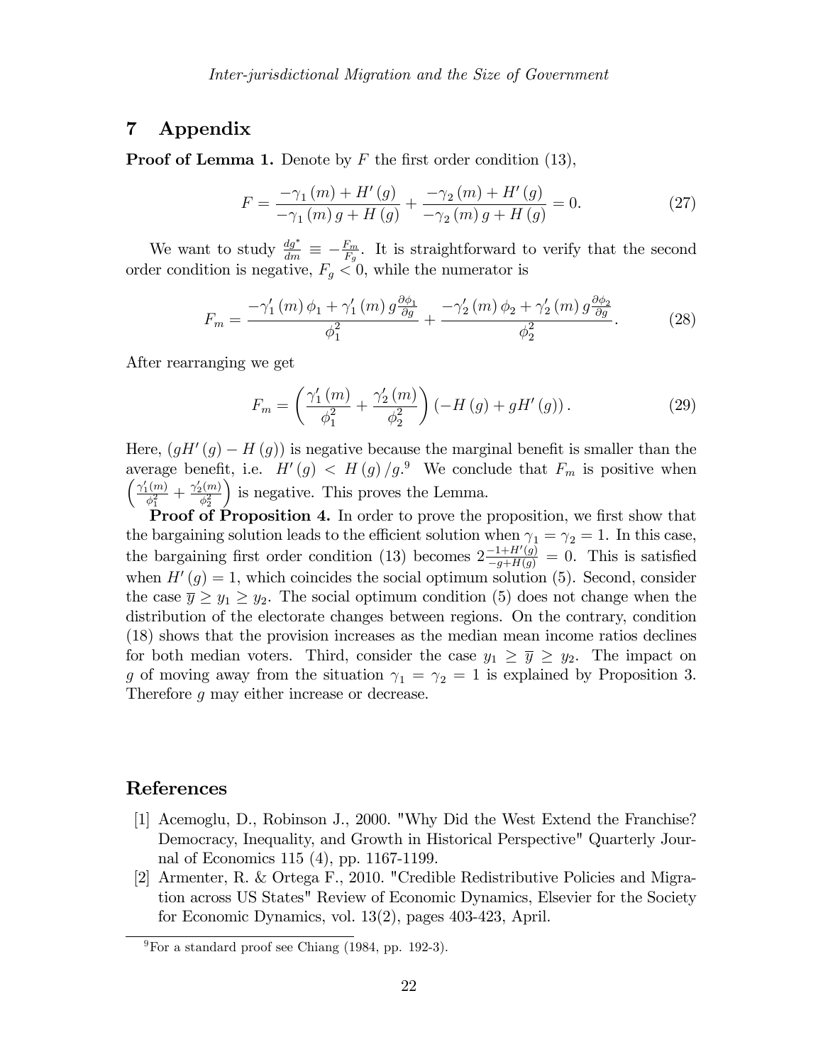## 7 Appendix

**Proof of Lemma 1.** Denote by $F$ the first order condition (13),

$$F = \frac{-\gamma_1(m) + H'(g)}{-\gamma_1(m)\,g + H(g)} + \frac{-\gamma_2(m) + H'(g)}{-\gamma_2(m)\,g + H(g)} = 0. \tag{27}$$

We want to study $\frac{dg^*}{dm} \equiv -\frac{F_m}{F_g}$. It is straightforward to verify that the second order condition is negative, $F_g < 0$, while the numerator is

$$F_m = \frac{-\gamma_1'(m)\,\phi_1 + \gamma_1'(m)\,g\frac{\partial \phi_1}{\partial g}}{\phi_1^2} + \frac{-\gamma_2'(m)\,\phi_2 + \gamma_2'(m)\,g\frac{\partial \phi_2}{\partial g}}{\phi_2^2}. \tag{28}$$

After rearranging we get

$$F_m = \left(\frac{\gamma_1'(m)}{\phi_1^2} + \frac{\gamma_2'(m)}{\phi_2^2}\right)\left(-H(g) + gH'(g)\right). \tag{29}$$

Here, $(gH'(g) - H(g))$ is negative because the marginal benefit is smaller than the average benefit, i.e. $H'(g) < H(g)/g$.[9] We conclude that $F_m$ is positive when $\left(\frac{\gamma_1'(m)}{\phi_1^2} + \frac{\gamma_2'(m)}{\phi_2^2}\right)$ is negative. This proves the Lemma.

**Proof of Proposition 4.** In order to prove the proposition, we first show that the bargaining solution leads to the efficient solution when $\gamma_1 = \gamma_2 = 1$. In this case, the bargaining first order condition (13) becomes $2\frac{-1+H'(g)}{-g+H(g)} = 0$. This is satisfied when $H'(g) = 1$, which coincides the social optimum solution (5). Second, consider the case $\overline{y} \geq y_1 \geq y_2$. The social optimum condition (5) does not change when the distribution of the electorate changes between regions. On the contrary, condition (18) shows that the provision increases as the median mean income ratios declines for both median voters. Third, consider the case $y_1 \geq \overline{y} \geq y_2$. The impact on $g$ of moving away from the situation $\gamma_1 = \gamma_2 = 1$ is explained by Proposition 3. Therefore $g$ may either increase or decrease.

# References

[1] Acemoglu, D., Robinson J., 2000. "Why Did the West Extend the Franchise? Democracy, Inequality, and Growth in Historical Perspective" Quarterly Journal of Economics 115 (4), pp. 1167-1199.

[2] Armenter, R. & Ortega F., 2010. "Credible Redistributive Policies and Migration across US States" Review of Economic Dynamics, Elsevier for the Society for Economic Dynamics, vol. 13(2), pages 403-423, April.

[9] For a standard proof see Chiang (1984, pp. 192-3).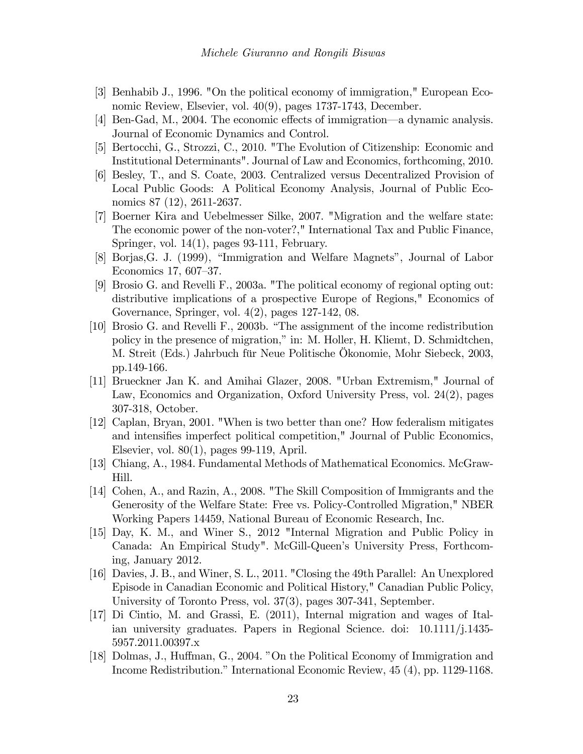[3] Benhabib J., 1996. "On the political economy of immigration," European Economic Review, Elsevier, vol. 40(9), pages 1737-1743, December.

[4] Ben-Gad, M., 2004. The economic effects of immigration—a dynamic analysis. Journal of Economic Dynamics and Control.

[5] Bertocchi, G., Strozzi, C., 2010. "The Evolution of Citizenship: Economic and Institutional Determinants". Journal of Law and Economics, forthcoming, 2010.

[6] Besley, T., and S. Coate, 2003. Centralized versus Decentralized Provision of Local Public Goods: A Political Economy Analysis, Journal of Public Economics 87 (12), 2611-2637.

[7] Boerner Kira and Uebelmesser Silke, 2007. "Migration and the welfare state: The economic power of the non-voter?," International Tax and Public Finance, Springer, vol. 14(1), pages 93-111, February.

[8] Borjas,G. J. (1999), "Immigration and Welfare Magnets", Journal of Labor Economics 17, 607–37.

[9] Brosio G. and Revelli F., 2003a. "The political economy of regional opting out: distributive implications of a prospective Europe of Regions," Economics of Governance, Springer, vol. 4(2), pages 127-142, 08.

[10] Brosio G. and Revelli F., 2003b. "The assignment of the income redistribution policy in the presence of migration," in: M. Holler, H. Kliemt, D. Schmidtchen, M. Streit (Eds.) Jahrbuch für Neue Politische Ökonomie, Mohr Siebeck, 2003, pp.149-166.

[11] Brueckner Jan K. and Amihai Glazer, 2008. "Urban Extremism," Journal of Law, Economics and Organization, Oxford University Press, vol. 24(2), pages 307-318, October.

[12] Caplan, Bryan, 2001. "When is two better than one? How federalism mitigates and intensifies imperfect political competition," Journal of Public Economics, Elsevier, vol. 80(1), pages 99-119, April.

[13] Chiang, A., 1984. Fundamental Methods of Mathematical Economics. McGraw-Hill.

[14] Cohen, A., and Razin, A., 2008. "The Skill Composition of Immigrants and the Generosity of the Welfare State: Free vs. Policy-Controlled Migration," NBER Working Papers 14459, National Bureau of Economic Research, Inc.

[15] Day, K. M., and Winer S., 2012 "Internal Migration and Public Policy in Canada: An Empirical Study". McGill-Queen's University Press, Forthcoming, January 2012.

[16] Davies, J. B., and Winer, S. L., 2011. "Closing the 49th Parallel: An Unexplored Episode in Canadian Economic and Political History," Canadian Public Policy, University of Toronto Press, vol. 37(3), pages 307-341, September.

[17] Di Cintio, M. and Grassi, E. (2011), Internal migration and wages of Italian university graduates. Papers in Regional Science. doi: 10.1111/j.1435-5957.2011.00397.x

[18] Dolmas, J., Huffman, G., 2004. "On the Political Economy of Immigration and Income Redistribution." International Economic Review, 45 (4), pp. 1129-1168.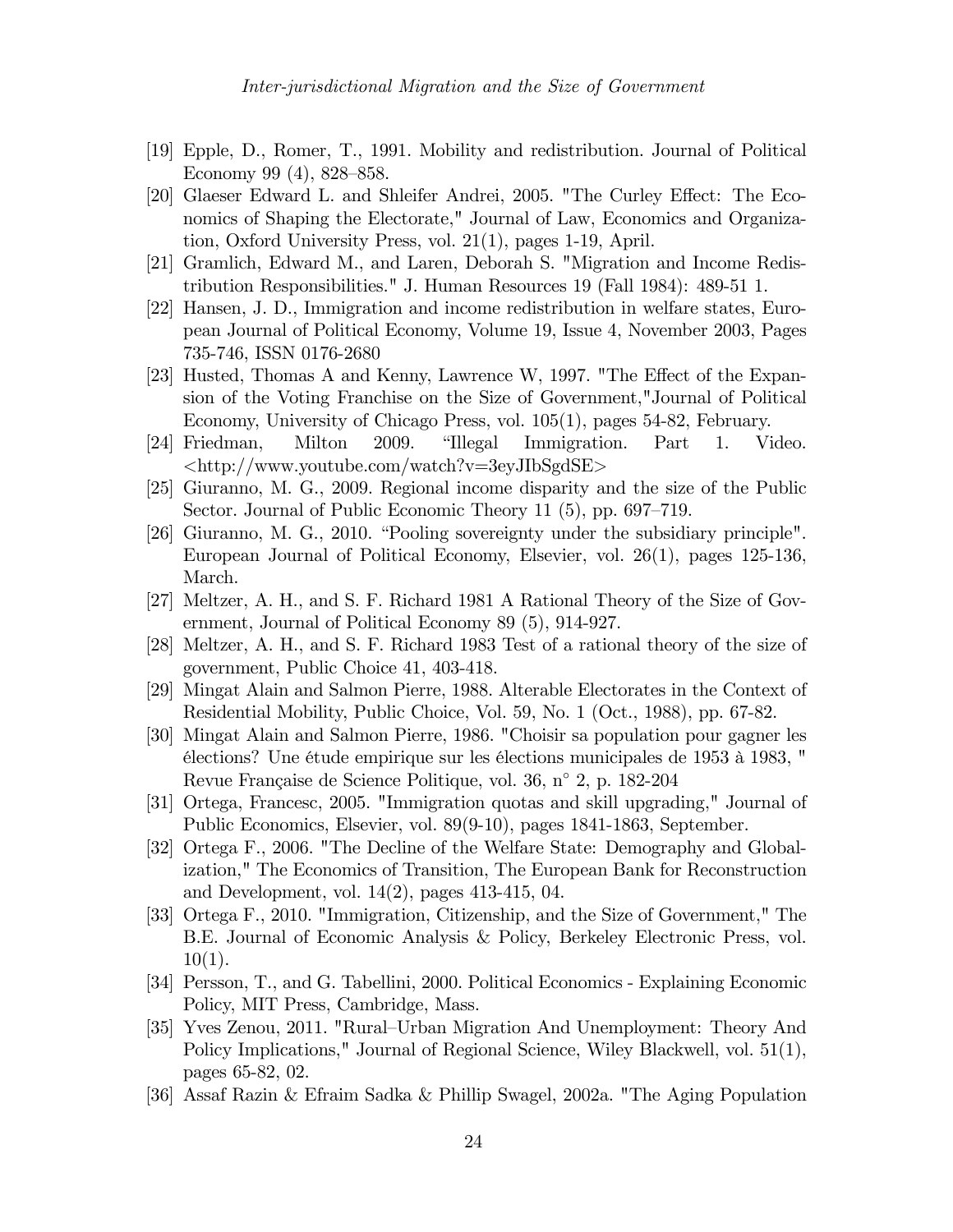[19] Epple, D., Romer, T., 1991. Mobility and redistribution. Journal of Political Economy 99 (4), 828–858.

[20] Glaeser Edward L. and Shleifer Andrei, 2005. "The Curley Effect: The Economics of Shaping the Electorate," Journal of Law, Economics and Organization, Oxford University Press, vol. 21(1), pages 1-19, April.

[21] Gramlich, Edward M., and Laren, Deborah S. "Migration and Income Redistribution Responsibilities." J. Human Resources 19 (Fall 1984): 489-51 1.

[22] Hansen, J. D., Immigration and income redistribution in welfare states, European Journal of Political Economy, Volume 19, Issue 4, November 2003, Pages 735-746, ISSN 0176-2680

[23] Husted, Thomas A and Kenny, Lawrence W, 1997. "The Effect of the Expansion of the Voting Franchise on the Size of Government,"Journal of Political Economy, University of Chicago Press, vol. 105(1), pages 54-82, February.

[24] Friedman, Milton 2009. "Illegal Immigration. Part 1. Video. <http://www.youtube.com/watch?v=3eyJIbSgdSE>

[25] Giuranno, M. G., 2009. Regional income disparity and the size of the Public Sector. Journal of Public Economic Theory 11 (5), pp. 697–719.

[26] Giuranno, M. G., 2010. "Pooling sovereignty under the subsidiary principle". European Journal of Political Economy, Elsevier, vol. 26(1), pages 125-136, March.

[27] Meltzer, A. H., and S. F. Richard 1981 A Rational Theory of the Size of Government, Journal of Political Economy 89 (5), 914-927.

[28] Meltzer, A. H., and S. F. Richard 1983 Test of a rational theory of the size of government, Public Choice 41, 403-418.

[29] Mingat Alain and Salmon Pierre, 1988. Alterable Electorates in the Context of Residential Mobility, Public Choice, Vol. 59, No. 1 (Oct., 1988), pp. 67-82.

[30] Mingat Alain and Salmon Pierre, 1986. "Choisir sa population pour gagner les élections? Une étude empirique sur les élections municipales de 1953 à 1983, " Revue Française de Science Politique, vol. 36, n° 2, p. 182-204

[31] Ortega, Francesc, 2005. "Immigration quotas and skill upgrading," Journal of Public Economics, Elsevier, vol. 89(9-10), pages 1841-1863, September.

[32] Ortega F., 2006. "The Decline of the Welfare State: Demography and Globalization," The Economics of Transition, The European Bank for Reconstruction and Development, vol. 14(2), pages 413-415, 04.

[33] Ortega F., 2010. "Immigration, Citizenship, and the Size of Government," The B.E. Journal of Economic Analysis & Policy, Berkeley Electronic Press, vol. 10(1).

[34] Persson, T., and G. Tabellini, 2000. Political Economics - Explaining Economic Policy, MIT Press, Cambridge, Mass.

[35] Yves Zenou, 2011. "Rural–Urban Migration And Unemployment: Theory And Policy Implications," Journal of Regional Science, Wiley Blackwell, vol. 51(1), pages 65-82, 02.

[36] Assaf Razin & Efraim Sadka & Phillip Swagel, 2002a. "The Aging Population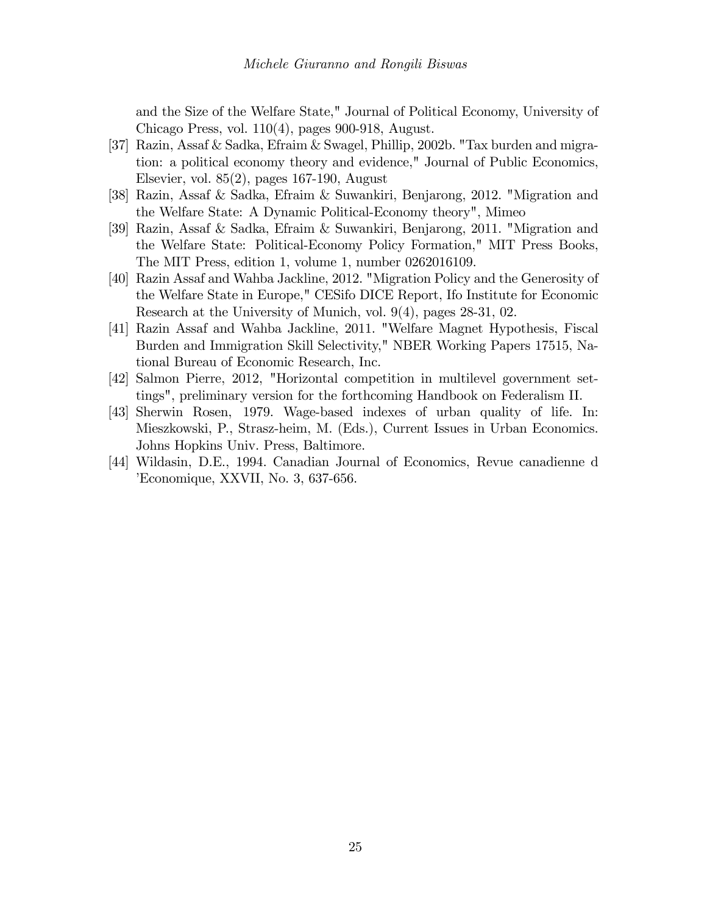and the Size of the Welfare State," Journal of Political Economy, University of Chicago Press, vol. 110(4), pages 900-918, August.

[37] Razin, Assaf & Sadka, Efraim & Swagel, Phillip, 2002b. "Tax burden and migration: a political economy theory and evidence," Journal of Public Economics, Elsevier, vol. 85(2), pages 167-190, August

[38] Razin, Assaf & Sadka, Efraim & Suwankiri, Benjarong, 2012. "Migration and the Welfare State: A Dynamic Political-Economy theory", Mimeo

[39] Razin, Assaf & Sadka, Efraim & Suwankiri, Benjarong, 2011. "Migration and the Welfare State: Political-Economy Policy Formation," MIT Press Books, The MIT Press, edition 1, volume 1, number 0262016109.

[40] Razin Assaf and Wahba Jackline, 2012. "Migration Policy and the Generosity of the Welfare State in Europe," CESifo DICE Report, Ifo Institute for Economic Research at the University of Munich, vol. 9(4), pages 28-31, 02.

[41] Razin Assaf and Wahba Jackline, 2011. "Welfare Magnet Hypothesis, Fiscal Burden and Immigration Skill Selectivity," NBER Working Papers 17515, National Bureau of Economic Research, Inc.

[42] Salmon Pierre, 2012, "Horizontal competition in multilevel government settings", preliminary version for the forthcoming Handbook on Federalism II.

[43] Sherwin Rosen, 1979. Wage-based indexes of urban quality of life. In: Mieszkowski, P., Strasz-heim, M. (Eds.), Current Issues in Urban Economics. Johns Hopkins Univ. Press, Baltimore.

[44] Wildasin, D.E., 1994. Canadian Journal of Economics, Revue canadienne d 'Economique, XXVII, No. 3, 637-656.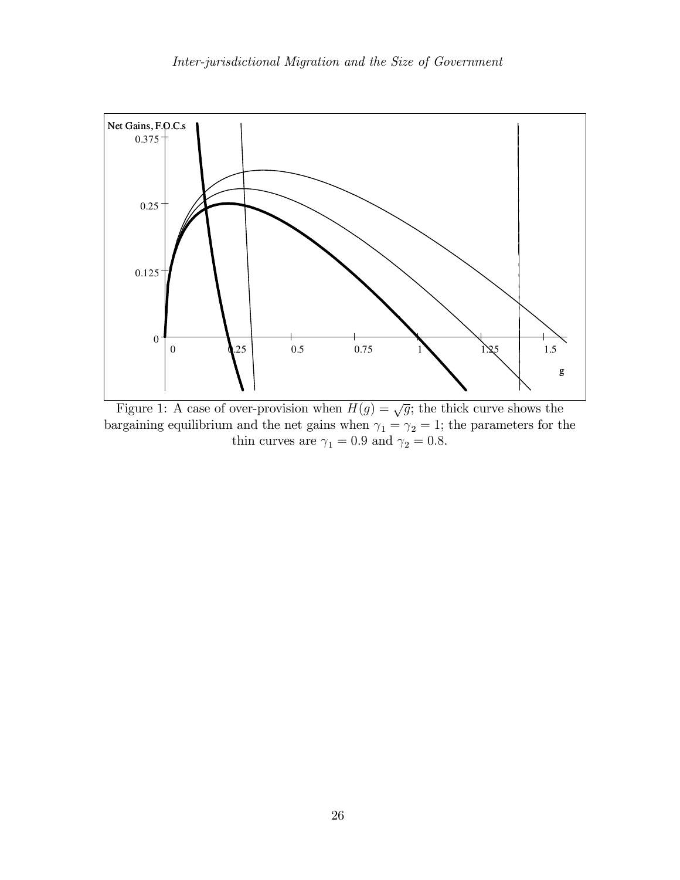Figure 1: A case of over-provision when $H(g) = \sqrt{g}$; the thick curve shows the bargaining equilibrium and the net gains when $\gamma_1 = \gamma_2 = 1$; the parameters for the thin curves are $\gamma_1 = 0.9$ and $\gamma_2 = 0.8$.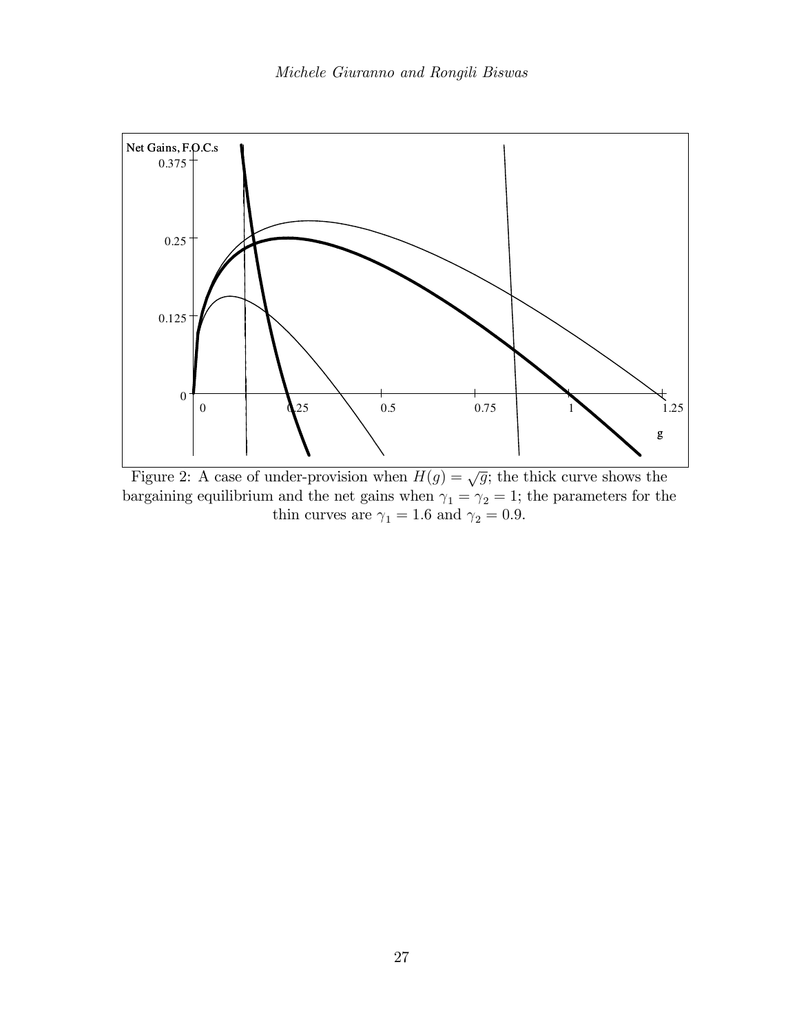Net Gains, F.O.C.s

0.375

0.25

0.125

0

0

0.25

0.5

0.75

1

1.25

g

Figure 2: A case of under-provision when $H(g) = \sqrt{g}$; the thick curve shows the bargaining equilibrium and the net gains when $\gamma_1 = \gamma_2 = 1$; the parameters for the thin curves are $\gamma_1 = 1.6$ and $\gamma_2 = 0.9$.